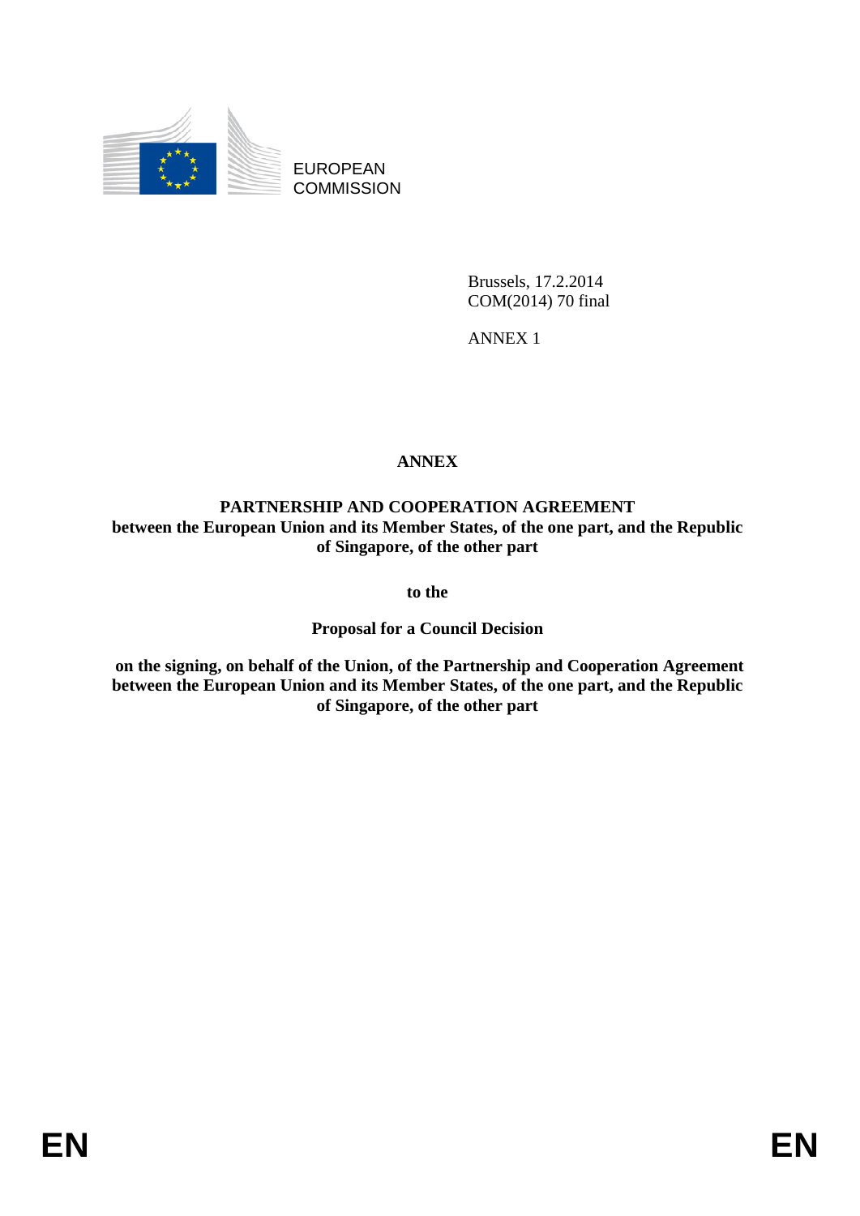EUROPEAN
COMMISSION

Brussels, 17.2.2014
COM(2014) 70 final

ANNEX 1

# ANNEX

## PARTNERSHIP AND COOPERATION AGREEMENT
**between the European Union and its Member States, of the one part, and the Republic of Singapore, of the other part**

**to the**

**Proposal for a Council Decision**

**on the signing, on behalf of the Union, of the Partnership and Cooperation Agreement between the European Union and its Member States, of the one part, and the Republic of Singapore, of the other part**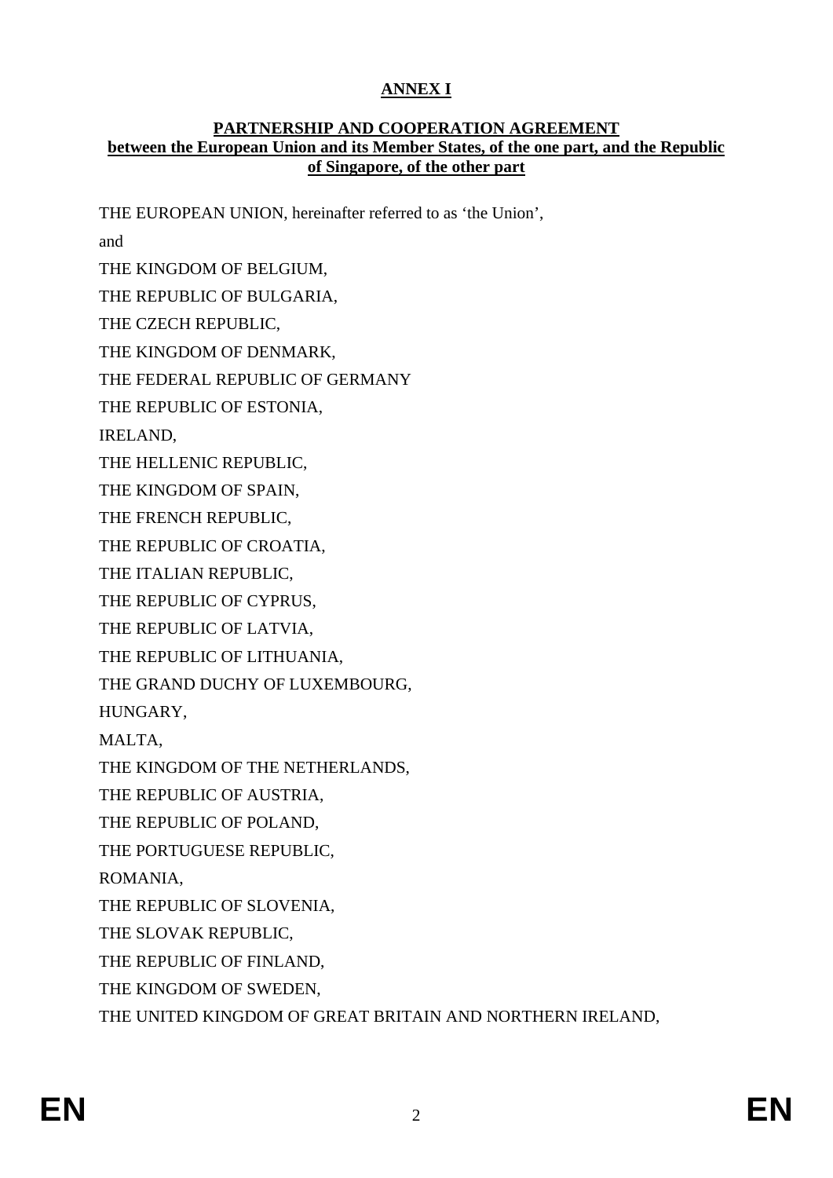**ANNEX I**

**PARTNERSHIP AND COOPERATION AGREEMENT**
**between the European Union and its Member States, of the one part, and the Republic of Singapore, of the other part**

THE EUROPEAN UNION, hereinafter referred to as 'the Union',

and

THE KINGDOM OF BELGIUM,

THE REPUBLIC OF BULGARIA,

THE CZECH REPUBLIC,

THE KINGDOM OF DENMARK,

THE FEDERAL REPUBLIC OF GERMANY

THE REPUBLIC OF ESTONIA,

IRELAND,

THE HELLENIC REPUBLIC,

THE KINGDOM OF SPAIN,

THE FRENCH REPUBLIC,

THE REPUBLIC OF CROATIA,

THE ITALIAN REPUBLIC,

THE REPUBLIC OF CYPRUS,

THE REPUBLIC OF LATVIA,

THE REPUBLIC OF LITHUANIA,

THE GRAND DUCHY OF LUXEMBOURG,

HUNGARY,

MALTA,

THE KINGDOM OF THE NETHERLANDS,

THE REPUBLIC OF AUSTRIA,

THE REPUBLIC OF POLAND,

THE PORTUGUESE REPUBLIC,

ROMANIA,

THE REPUBLIC OF SLOVENIA,

THE SLOVAK REPUBLIC,

THE REPUBLIC OF FINLAND,

THE KINGDOM OF SWEDEN,

THE UNITED KINGDOM OF GREAT BRITAIN AND NORTHERN IRELAND,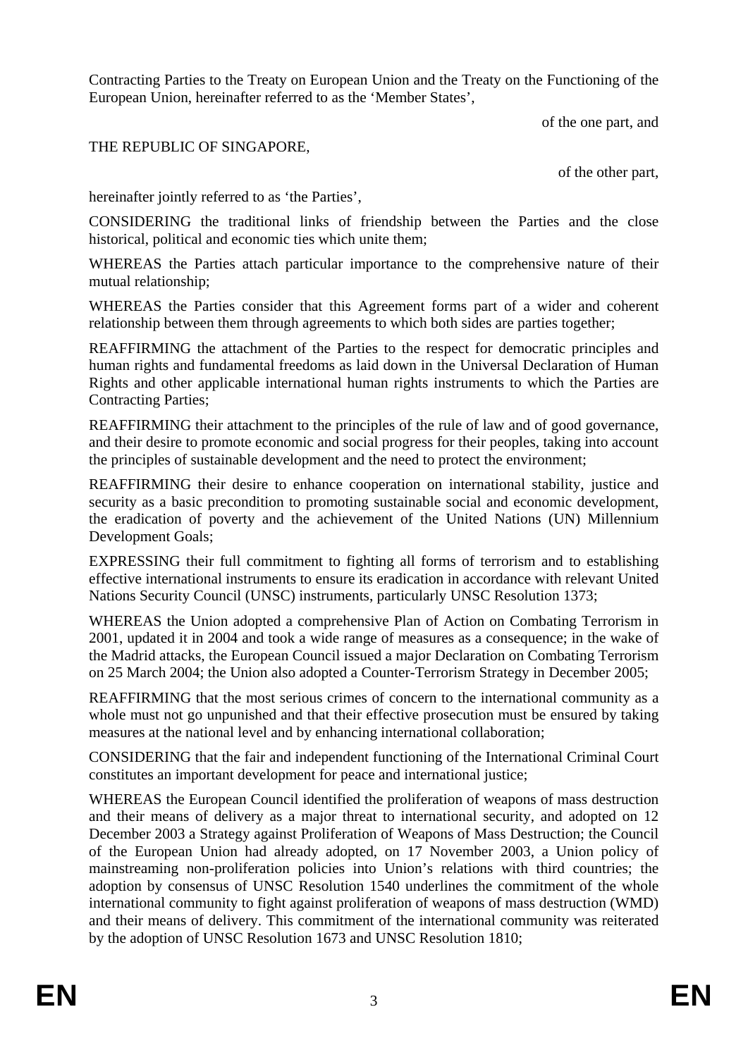Contracting Parties to the Treaty on European Union and the Treaty on the Functioning of the European Union, hereinafter referred to as the 'Member States',

of the one part, and

THE REPUBLIC OF SINGAPORE,

of the other part,

hereinafter jointly referred to as 'the Parties',

CONSIDERING the traditional links of friendship between the Parties and the close historical, political and economic ties which unite them;

WHEREAS the Parties attach particular importance to the comprehensive nature of their mutual relationship;

WHEREAS the Parties consider that this Agreement forms part of a wider and coherent relationship between them through agreements to which both sides are parties together;

REAFFIRMING the attachment of the Parties to the respect for democratic principles and human rights and fundamental freedoms as laid down in the Universal Declaration of Human Rights and other applicable international human rights instruments to which the Parties are Contracting Parties;

REAFFIRMING their attachment to the principles of the rule of law and of good governance, and their desire to promote economic and social progress for their peoples, taking into account the principles of sustainable development and the need to protect the environment;

REAFFIRMING their desire to enhance cooperation on international stability, justice and security as a basic precondition to promoting sustainable social and economic development, the eradication of poverty and the achievement of the United Nations (UN) Millennium Development Goals;

EXPRESSING their full commitment to fighting all forms of terrorism and to establishing effective international instruments to ensure its eradication in accordance with relevant United Nations Security Council (UNSC) instruments, particularly UNSC Resolution 1373;

WHEREAS the Union adopted a comprehensive Plan of Action on Combating Terrorism in 2001, updated it in 2004 and took a wide range of measures as a consequence; in the wake of the Madrid attacks, the European Council issued a major Declaration on Combating Terrorism on 25 March 2004; the Union also adopted a Counter-Terrorism Strategy in December 2005;

REAFFIRMING that the most serious crimes of concern to the international community as a whole must not go unpunished and that their effective prosecution must be ensured by taking measures at the national level and by enhancing international collaboration;

CONSIDERING that the fair and independent functioning of the International Criminal Court constitutes an important development for peace and international justice;

WHEREAS the European Council identified the proliferation of weapons of mass destruction and their means of delivery as a major threat to international security, and adopted on 12 December 2003 a Strategy against Proliferation of Weapons of Mass Destruction; the Council of the European Union had already adopted, on 17 November 2003, a Union policy of mainstreaming non-proliferation policies into Union's relations with third countries; the adoption by consensus of UNSC Resolution 1540 underlines the commitment of the whole international community to fight against proliferation of weapons of mass destruction (WMD) and their means of delivery. This commitment of the international community was reiterated by the adoption of UNSC Resolution 1673 and UNSC Resolution 1810;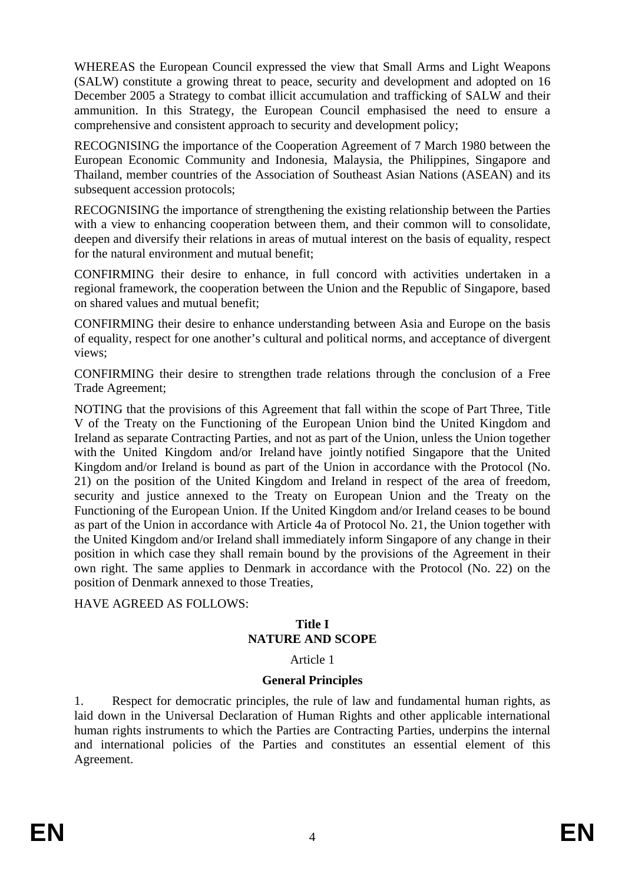WHEREAS the European Council expressed the view that Small Arms and Light Weapons (SALW) constitute a growing threat to peace, security and development and adopted on 16 December 2005 a Strategy to combat illicit accumulation and trafficking of SALW and their ammunition. In this Strategy, the European Council emphasised the need to ensure a comprehensive and consistent approach to security and development policy;

RECOGNISING the importance of the Cooperation Agreement of 7 March 1980 between the European Economic Community and Indonesia, Malaysia, the Philippines, Singapore and Thailand, member countries of the Association of Southeast Asian Nations (ASEAN) and its subsequent accession protocols;

RECOGNISING the importance of strengthening the existing relationship between the Parties with a view to enhancing cooperation between them, and their common will to consolidate, deepen and diversify their relations in areas of mutual interest on the basis of equality, respect for the natural environment and mutual benefit;

CONFIRMING their desire to enhance, in full concord with activities undertaken in a regional framework, the cooperation between the Union and the Republic of Singapore, based on shared values and mutual benefit;

CONFIRMING their desire to enhance understanding between Asia and Europe on the basis of equality, respect for one another's cultural and political norms, and acceptance of divergent views;

CONFIRMING their desire to strengthen trade relations through the conclusion of a Free Trade Agreement;

NOTING that the provisions of this Agreement that fall within the scope of Part Three, Title V of the Treaty on the Functioning of the European Union bind the United Kingdom and Ireland as separate Contracting Parties, and not as part of the Union, unless the Union together with the United Kingdom and/or Ireland have jointly notified Singapore that the United Kingdom and/or Ireland is bound as part of the Union in accordance with the Protocol (No. 21) on the position of the United Kingdom and Ireland in respect of the area of freedom, security and justice annexed to the Treaty on European Union and the Treaty on the Functioning of the European Union. If the United Kingdom and/or Ireland ceases to be bound as part of the Union in accordance with Article 4a of Protocol No. 21, the Union together with the United Kingdom and/or Ireland shall immediately inform Singapore of any change in their position in which case they shall remain bound by the provisions of the Agreement in their own right. The same applies to Denmark in accordance with the Protocol (No. 22) on the position of Denmark annexed to those Treaties,

HAVE AGREED AS FOLLOWS:

## Title I
## NATURE AND SCOPE

Article 1

**General Principles**

1. Respect for democratic principles, the rule of law and fundamental human rights, as laid down in the Universal Declaration of Human Rights and other applicable international human rights instruments to which the Parties are Contracting Parties, underpins the internal and international policies of the Parties and constitutes an essential element of this Agreement.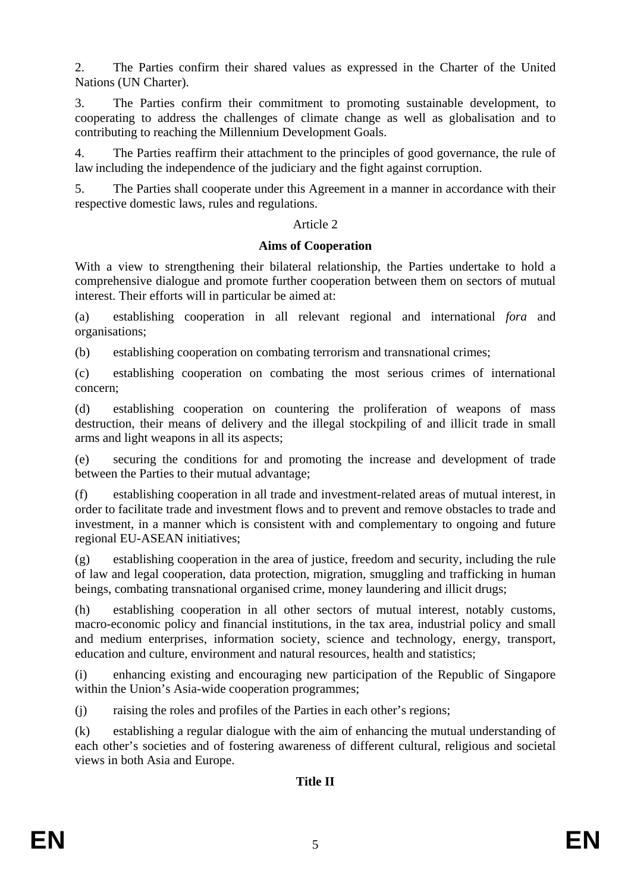2. The Parties confirm their shared values as expressed in the Charter of the United Nations (UN Charter).

3. The Parties confirm their commitment to promoting sustainable development, to cooperating to address the challenges of climate change as well as globalisation and to contributing to reaching the Millennium Development Goals.

4. The Parties reaffirm their attachment to the principles of good governance, the rule of law including the independence of the judiciary and the fight against corruption.

5. The Parties shall cooperate under this Agreement in a manner in accordance with their respective domestic laws, rules and regulations.

Article 2

**Aims of Cooperation**

With a view to strengthening their bilateral relationship, the Parties undertake to hold a comprehensive dialogue and promote further cooperation between them on sectors of mutual interest. Their efforts will in particular be aimed at:

(a) establishing cooperation in all relevant regional and international *fora* and organisations;

(b) establishing cooperation on combating terrorism and transnational crimes;

(c) establishing cooperation on combating the most serious crimes of international concern;

(d) establishing cooperation on countering the proliferation of weapons of mass destruction, their means of delivery and the illegal stockpiling of and illicit trade in small arms and light weapons in all its aspects;

(e) securing the conditions for and promoting the increase and development of trade between the Parties to their mutual advantage;

(f) establishing cooperation in all trade and investment-related areas of mutual interest, in order to facilitate trade and investment flows and to prevent and remove obstacles to trade and investment, in a manner which is consistent with and complementary to ongoing and future regional EU-ASEAN initiatives;

(g) establishing cooperation in the area of justice, freedom and security, including the rule of law and legal cooperation, data protection, migration, smuggling and trafficking in human beings, combating transnational organised crime, money laundering and illicit drugs;

(h) establishing cooperation in all other sectors of mutual interest, notably customs, macro-economic policy and financial institutions, in the tax area, industrial policy and small and medium enterprises, information society, science and technology, energy, transport, education and culture, environment and natural resources, health and statistics;

(i) enhancing existing and encouraging new participation of the Republic of Singapore within the Union's Asia-wide cooperation programmes;

(j) raising the roles and profiles of the Parties in each other's regions;

(k) establishing a regular dialogue with the aim of enhancing the mutual understanding of each other's societies and of fostering awareness of different cultural, religious and societal views in both Asia and Europe.

**Title II**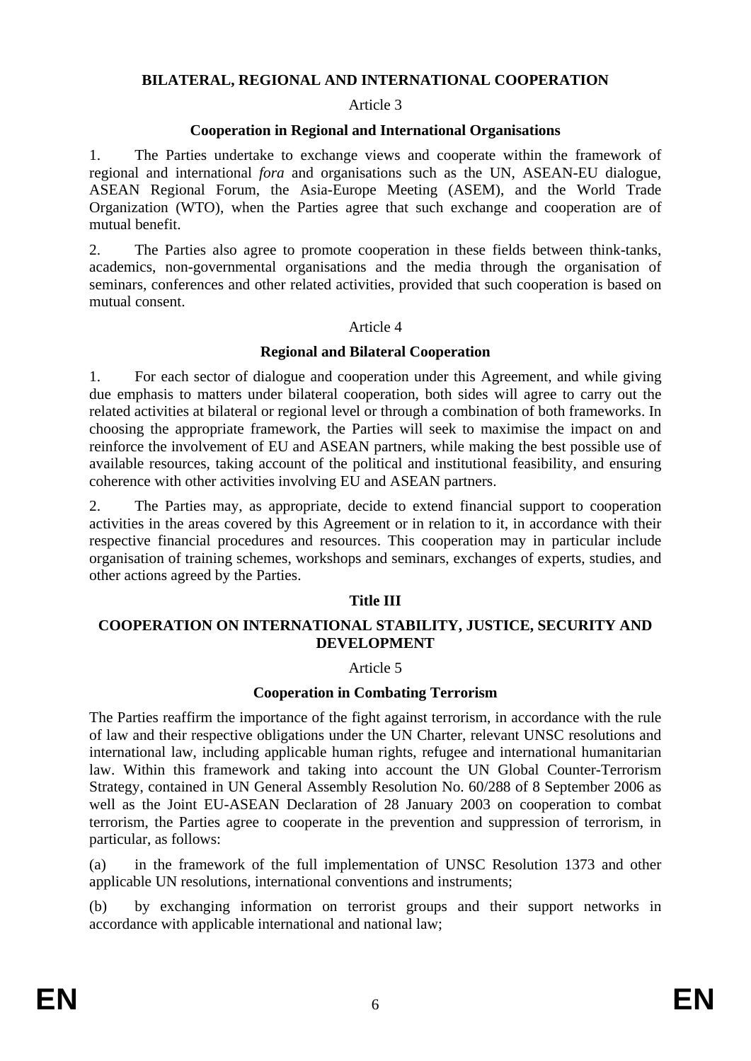**BILATERAL, REGIONAL AND INTERNATIONAL COOPERATION**

Article 3

**Cooperation in Regional and International Organisations**

1. The Parties undertake to exchange views and cooperate within the framework of regional and international *fora* and organisations such as the UN, ASEAN-EU dialogue, ASEAN Regional Forum, the Asia-Europe Meeting (ASEM), and the World Trade Organization (WTO), when the Parties agree that such exchange and cooperation are of mutual benefit.

2. The Parties also agree to promote cooperation in these fields between think-tanks, academics, non-governmental organisations and the media through the organisation of seminars, conferences and other related activities, provided that such cooperation is based on mutual consent.

Article 4

**Regional and Bilateral Cooperation**

1. For each sector of dialogue and cooperation under this Agreement, and while giving due emphasis to matters under bilateral cooperation, both sides will agree to carry out the related activities at bilateral or regional level or through a combination of both frameworks. In choosing the appropriate framework, the Parties will seek to maximise the impact on and reinforce the involvement of EU and ASEAN partners, while making the best possible use of available resources, taking account of the political and institutional feasibility, and ensuring coherence with other activities involving EU and ASEAN partners.

2. The Parties may, as appropriate, decide to extend financial support to cooperation activities in the areas covered by this Agreement or in relation to it, in accordance with their respective financial procedures and resources. This cooperation may in particular include organisation of training schemes, workshops and seminars, exchanges of experts, studies, and other actions agreed by the Parties.

**Title III**

**COOPERATION ON INTERNATIONAL STABILITY, JUSTICE, SECURITY AND DEVELOPMENT**

Article 5

**Cooperation in Combating Terrorism**

The Parties reaffirm the importance of the fight against terrorism, in accordance with the rule of law and their respective obligations under the UN Charter, relevant UNSC resolutions and international law, including applicable human rights, refugee and international humanitarian law. Within this framework and taking into account the UN Global Counter-Terrorism Strategy, contained in UN General Assembly Resolution No. 60/288 of 8 September 2006 as well as the Joint EU-ASEAN Declaration of 28 January 2003 on cooperation to combat terrorism, the Parties agree to cooperate in the prevention and suppression of terrorism, in particular, as follows:

(a) in the framework of the full implementation of UNSC Resolution 1373 and other applicable UN resolutions, international conventions and instruments;

(b) by exchanging information on terrorist groups and their support networks in accordance with applicable international and national law;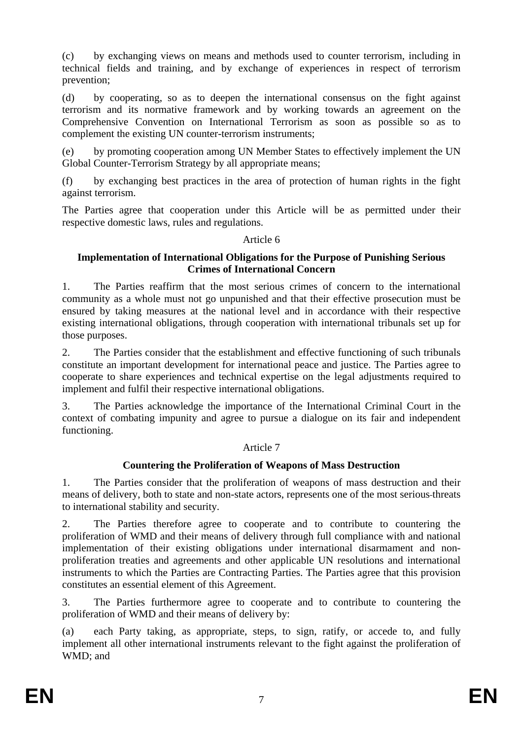(c) by exchanging views on means and methods used to counter terrorism, including in technical fields and training, and by exchange of experiences in respect of terrorism prevention;

(d) by cooperating, so as to deepen the international consensus on the fight against terrorism and its normative framework and by working towards an agreement on the Comprehensive Convention on International Terrorism as soon as possible so as to complement the existing UN counter-terrorism instruments;

(e) by promoting cooperation among UN Member States to effectively implement the UN Global Counter-Terrorism Strategy by all appropriate means;

(f) by exchanging best practices in the area of protection of human rights in the fight against terrorism.

The Parties agree that cooperation under this Article will be as permitted under their respective domestic laws, rules and regulations.

Article 6

**Implementation of International Obligations for the Purpose of Punishing Serious Crimes of International Concern**

1. The Parties reaffirm that the most serious crimes of concern to the international community as a whole must not go unpunished and that their effective prosecution must be ensured by taking measures at the national level and in accordance with their respective existing international obligations, through cooperation with international tribunals set up for those purposes.

2. The Parties consider that the establishment and effective functioning of such tribunals constitute an important development for international peace and justice. The Parties agree to cooperate to share experiences and technical expertise on the legal adjustments required to implement and fulfil their respective international obligations.

3. The Parties acknowledge the importance of the International Criminal Court in the context of combating impunity and agree to pursue a dialogue on its fair and independent functioning.

Article 7

**Countering the Proliferation of Weapons of Mass Destruction**

1. The Parties consider that the proliferation of weapons of mass destruction and their means of delivery, both to state and non-state actors, represents one of the most serious threats to international stability and security.

2. The Parties therefore agree to cooperate and to contribute to countering the proliferation of WMD and their means of delivery through full compliance with and national implementation of their existing obligations under international disarmament and non-proliferation treaties and agreements and other applicable UN resolutions and international instruments to which the Parties are Contracting Parties. The Parties agree that this provision constitutes an essential element of this Agreement.

3. The Parties furthermore agree to cooperate and to contribute to countering the proliferation of WMD and their means of delivery by:

(a) each Party taking, as appropriate, steps, to sign, ratify, or accede to, and fully implement all other international instruments relevant to the fight against the proliferation of WMD; and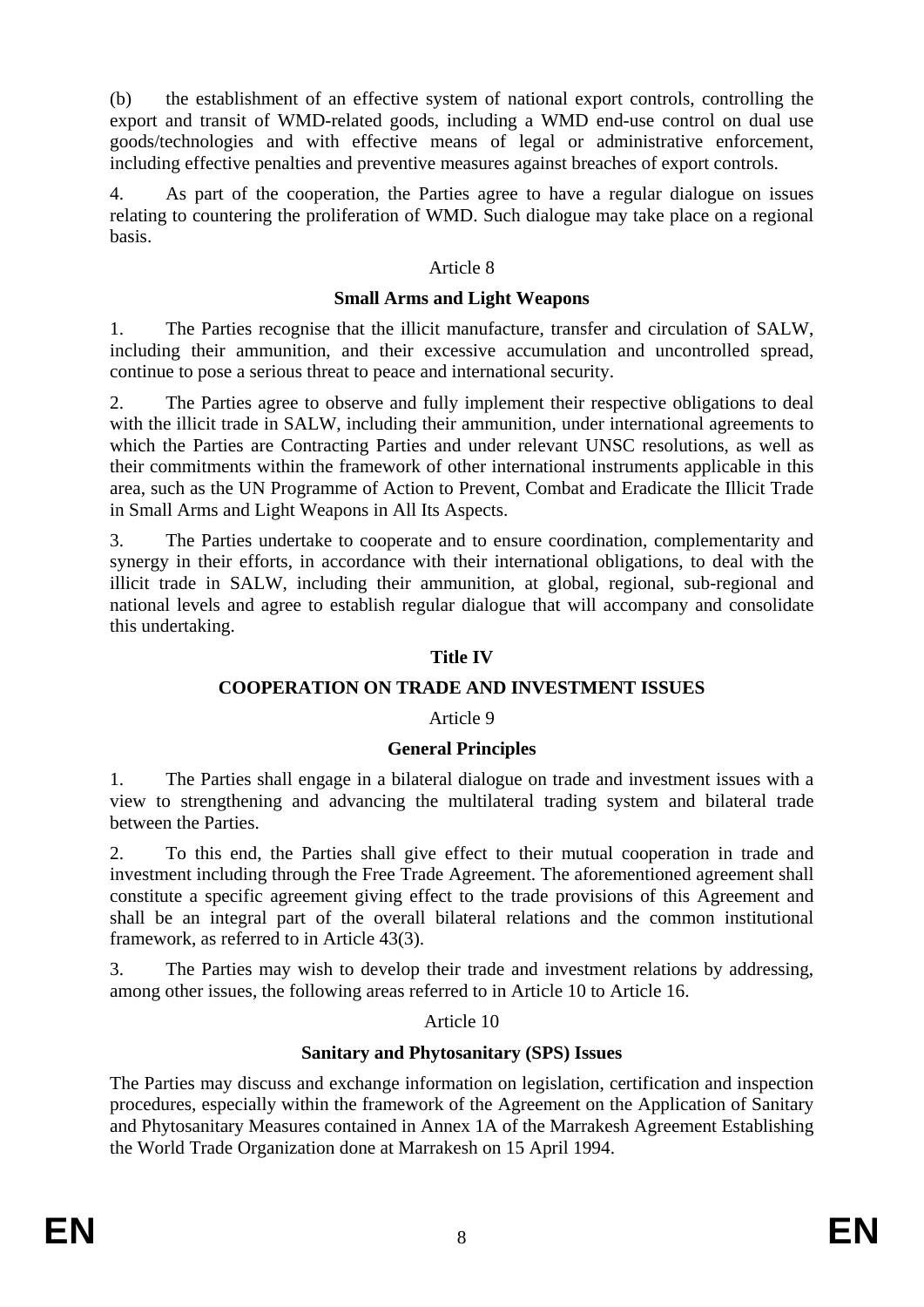(b) the establishment of an effective system of national export controls, controlling the export and transit of WMD-related goods, including a WMD end-use control on dual use goods/technologies and with effective means of legal or administrative enforcement, including effective penalties and preventive measures against breaches of export controls.

4. As part of the cooperation, the Parties agree to have a regular dialogue on issues relating to countering the proliferation of WMD. Such dialogue may take place on a regional basis.

Article 8

**Small Arms and Light Weapons**

1. The Parties recognise that the illicit manufacture, transfer and circulation of SALW, including their ammunition, and their excessive accumulation and uncontrolled spread, continue to pose a serious threat to peace and international security.

2. The Parties agree to observe and fully implement their respective obligations to deal with the illicit trade in SALW, including their ammunition, under international agreements to which the Parties are Contracting Parties and under relevant UNSC resolutions, as well as their commitments within the framework of other international instruments applicable in this area, such as the UN Programme of Action to Prevent, Combat and Eradicate the Illicit Trade in Small Arms and Light Weapons in All Its Aspects.

3. The Parties undertake to cooperate and to ensure coordination, complementarity and synergy in their efforts, in accordance with their international obligations, to deal with the illicit trade in SALW, including their ammunition, at global, regional, sub-regional and national levels and agree to establish regular dialogue that will accompany and consolidate this undertaking.

## Title IV

## COOPERATION ON TRADE AND INVESTMENT ISSUES

Article 9

**General Principles**

1. The Parties shall engage in a bilateral dialogue on trade and investment issues with a view to strengthening and advancing the multilateral trading system and bilateral trade between the Parties.

2. To this end, the Parties shall give effect to their mutual cooperation in trade and investment including through the Free Trade Agreement. The aforementioned agreement shall constitute a specific agreement giving effect to the trade provisions of this Agreement and shall be an integral part of the overall bilateral relations and the common institutional framework, as referred to in Article 43(3).

3. The Parties may wish to develop their trade and investment relations by addressing, among other issues, the following areas referred to in Article 10 to Article 16.

Article 10

**Sanitary and Phytosanitary (SPS) Issues**

The Parties may discuss and exchange information on legislation, certification and inspection procedures, especially within the framework of the Agreement on the Application of Sanitary and Phytosanitary Measures contained in Annex 1A of the Marrakesh Agreement Establishing the World Trade Organization done at Marrakesh on 15 April 1994.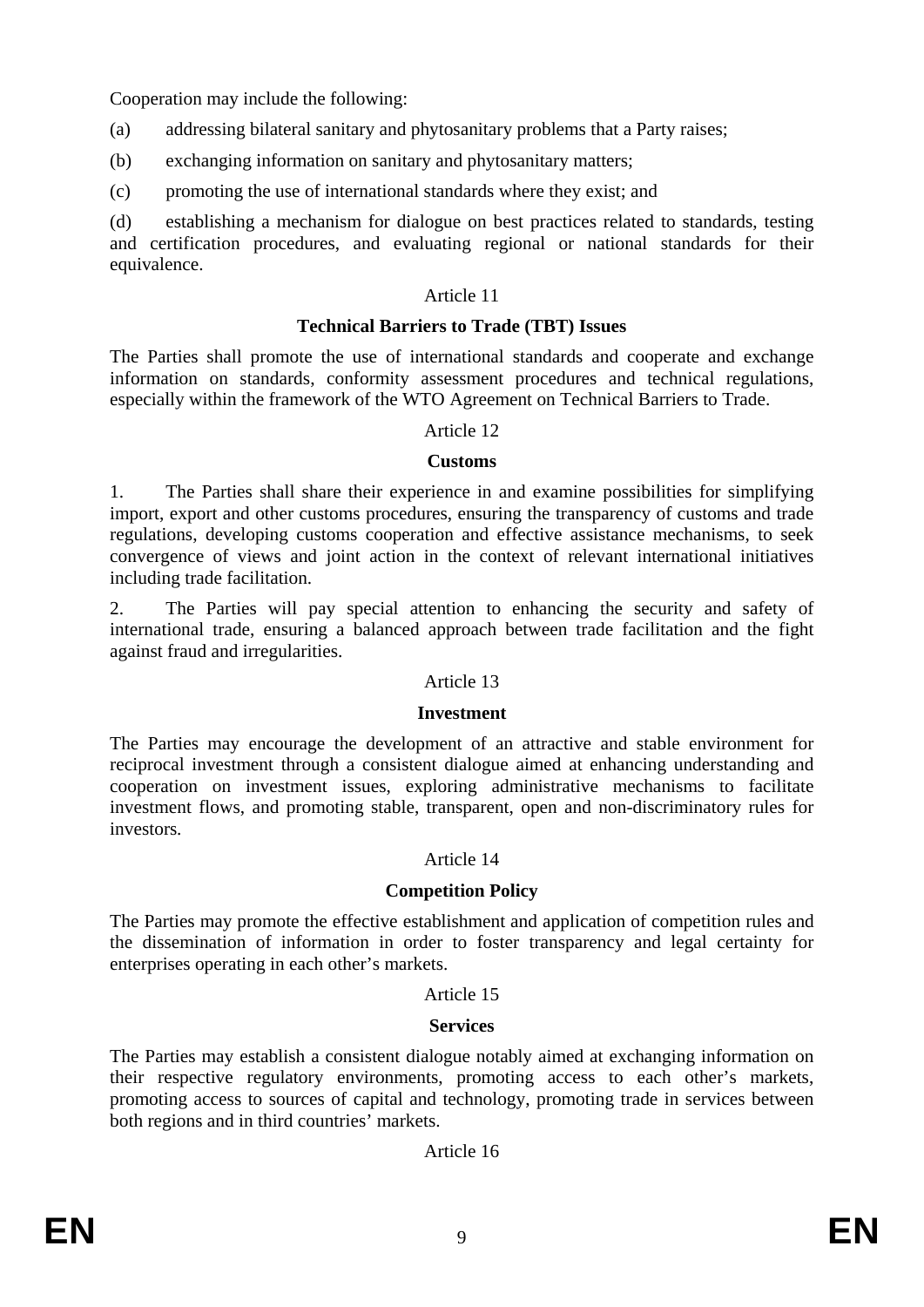Cooperation may include the following:

(a) addressing bilateral sanitary and phytosanitary problems that a Party raises;

(b) exchanging information on sanitary and phytosanitary matters;

(c) promoting the use of international standards where they exist; and

(d) establishing a mechanism for dialogue on best practices related to standards, testing and certification procedures, and evaluating regional or national standards for their equivalence.

Article 11

**Technical Barriers to Trade (TBT) Issues**

The Parties shall promote the use of international standards and cooperate and exchange information on standards, conformity assessment procedures and technical regulations, especially within the framework of the WTO Agreement on Technical Barriers to Trade.

Article 12

**Customs**

1. The Parties shall share their experience in and examine possibilities for simplifying import, export and other customs procedures, ensuring the transparency of customs and trade regulations, developing customs cooperation and effective assistance mechanisms, to seek convergence of views and joint action in the context of relevant international initiatives including trade facilitation.

2. The Parties will pay special attention to enhancing the security and safety of international trade, ensuring a balanced approach between trade facilitation and the fight against fraud and irregularities.

Article 13

**Investment**

The Parties may encourage the development of an attractive and stable environment for reciprocal investment through a consistent dialogue aimed at enhancing understanding and cooperation on investment issues, exploring administrative mechanisms to facilitate investment flows, and promoting stable, transparent, open and non-discriminatory rules for investors.

Article 14

**Competition Policy**

The Parties may promote the effective establishment and application of competition rules and the dissemination of information in order to foster transparency and legal certainty for enterprises operating in each other's markets.

Article 15

**Services**

The Parties may establish a consistent dialogue notably aimed at exchanging information on their respective regulatory environments, promoting access to each other's markets, promoting access to sources of capital and technology, promoting trade in services between both regions and in third countries' markets.

Article 16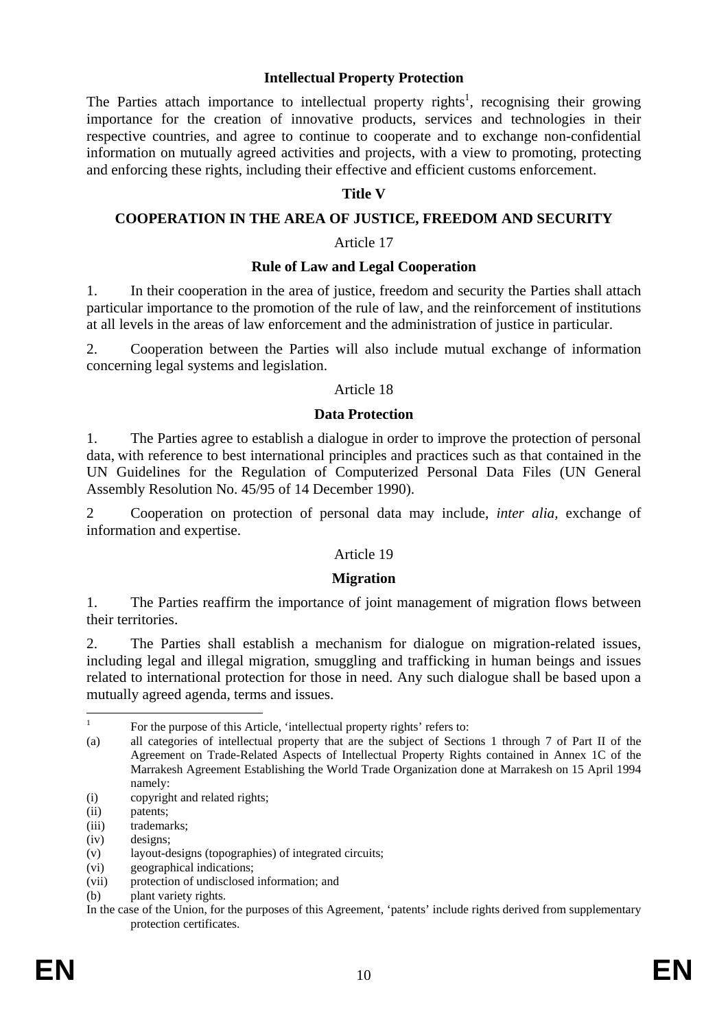### Intellectual Property Protection

The Parties attach importance to intellectual property rights[1], recognising their growing importance for the creation of innovative products, services and technologies in their respective countries, and agree to continue to cooperate and to exchange non-confidential information on mutually agreed activities and projects, with a view to promoting, protecting and enforcing these rights, including their effective and efficient customs enforcement.

## Title V

## COOPERATION IN THE AREA OF JUSTICE, FREEDOM AND SECURITY

Article 17

### Rule of Law and Legal Cooperation

1. In their cooperation in the area of justice, freedom and security the Parties shall attach particular importance to the promotion of the rule of law, and the reinforcement of institutions at all levels in the areas of law enforcement and the administration of justice in particular.

2. Cooperation between the Parties will also include mutual exchange of information concerning legal systems and legislation.

Article 18

### Data Protection

1. The Parties agree to establish a dialogue in order to improve the protection of personal data, with reference to best international principles and practices such as that contained in the UN Guidelines for the Regulation of Computerized Personal Data Files (UN General Assembly Resolution No. 45/95 of 14 December 1990).

2 Cooperation on protection of personal data may include, *inter alia*, exchange of information and expertise.

Article 19

### Migration

1. The Parties reaffirm the importance of joint management of migration flows between their territories.

2. The Parties shall establish a mechanism for dialogue on migration-related issues, including legal and illegal migration, smuggling and trafficking in human beings and issues related to international protection for those in need. Any such dialogue shall be based upon a mutually agreed agenda, terms and issues.

---

[1] For the purpose of this Article, 'intellectual property rights' refers to:

(a) all categories of intellectual property that are the subject of Sections 1 through 7 of Part II of the Agreement on Trade-Related Aspects of Intellectual Property Rights contained in Annex 1C of the Marrakesh Agreement Establishing the World Trade Organization done at Marrakesh on 15 April 1994 namely:

(i) copyright and related rights;

(ii) patents;

(iii) trademarks;

(iv) designs;

(v) layout-designs (topographies) of integrated circuits;

(vi) geographical indications;

(vii) protection of undisclosed information; and

(b) plant variety rights.

In the case of the Union, for the purposes of this Agreement, 'patents' include rights derived from supplementary protection certificates.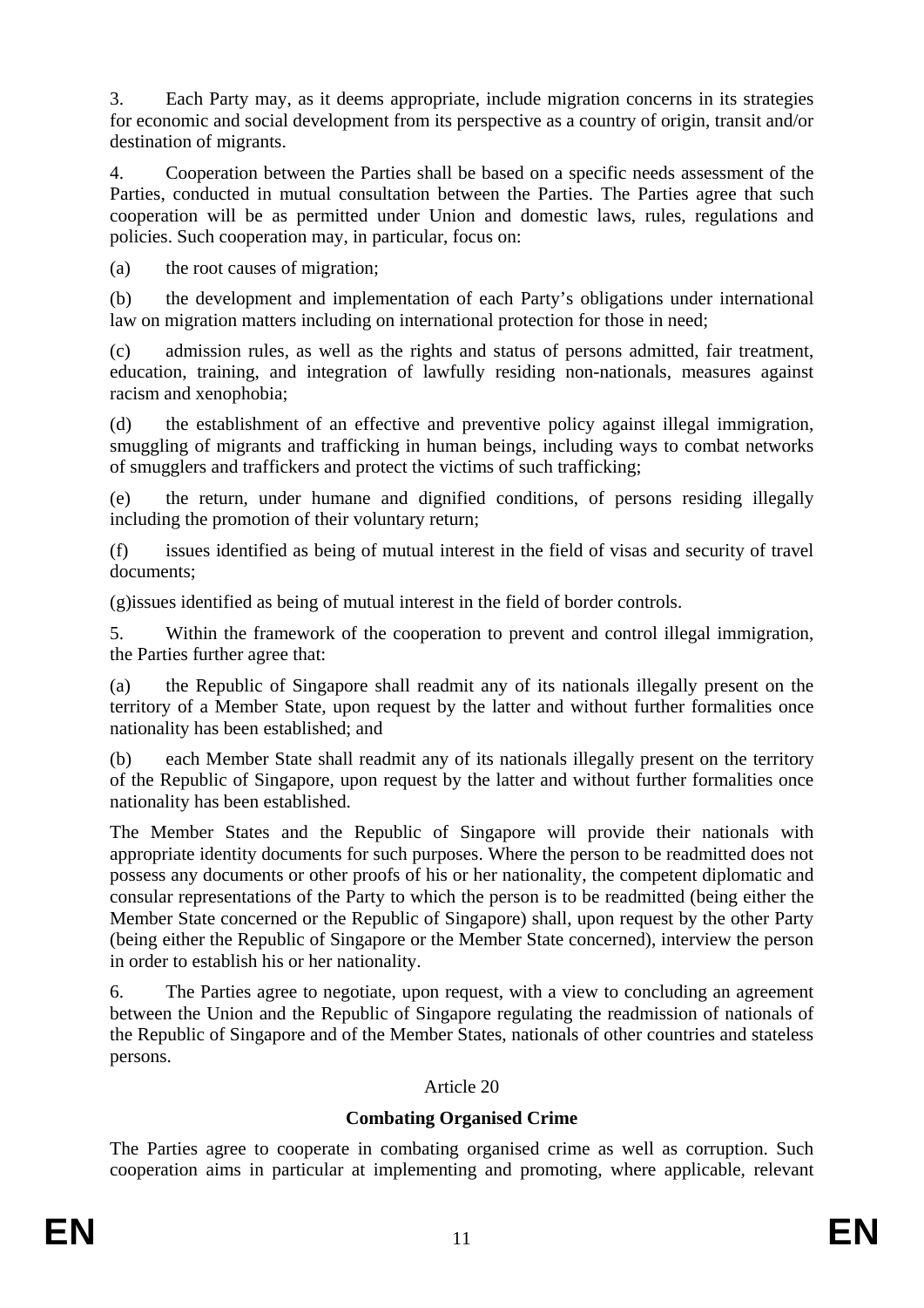3. Each Party may, as it deems appropriate, include migration concerns in its strategies for economic and social development from its perspective as a country of origin, transit and/or destination of migrants.

4. Cooperation between the Parties shall be based on a specific needs assessment of the Parties, conducted in mutual consultation between the Parties. The Parties agree that such cooperation will be as permitted under Union and domestic laws, rules, regulations and policies. Such cooperation may, in particular, focus on:

(a) the root causes of migration;

(b) the development and implementation of each Party's obligations under international law on migration matters including on international protection for those in need;

(c) admission rules, as well as the rights and status of persons admitted, fair treatment, education, training, and integration of lawfully residing non-nationals, measures against racism and xenophobia;

(d) the establishment of an effective and preventive policy against illegal immigration, smuggling of migrants and trafficking in human beings, including ways to combat networks of smugglers and traffickers and protect the victims of such trafficking;

(e) the return, under humane and dignified conditions, of persons residing illegally including the promotion of their voluntary return;

(f) issues identified as being of mutual interest in the field of visas and security of travel documents;

(g)issues identified as being of mutual interest in the field of border controls.

5. Within the framework of the cooperation to prevent and control illegal immigration, the Parties further agree that:

(a) the Republic of Singapore shall readmit any of its nationals illegally present on the territory of a Member State, upon request by the latter and without further formalities once nationality has been established; and

(b) each Member State shall readmit any of its nationals illegally present on the territory of the Republic of Singapore, upon request by the latter and without further formalities once nationality has been established.

The Member States and the Republic of Singapore will provide their nationals with appropriate identity documents for such purposes. Where the person to be readmitted does not possess any documents or other proofs of his or her nationality, the competent diplomatic and consular representations of the Party to which the person is to be readmitted (being either the Member State concerned or the Republic of Singapore) shall, upon request by the other Party (being either the Republic of Singapore or the Member State concerned), interview the person in order to establish his or her nationality.

6. The Parties agree to negotiate, upon request, with a view to concluding an agreement between the Union and the Republic of Singapore regulating the readmission of nationals of the Republic of Singapore and of the Member States, nationals of other countries and stateless persons.

Article 20

**Combating Organised Crime**

The Parties agree to cooperate in combating organised crime as well as corruption. Such cooperation aims in particular at implementing and promoting, where applicable, relevant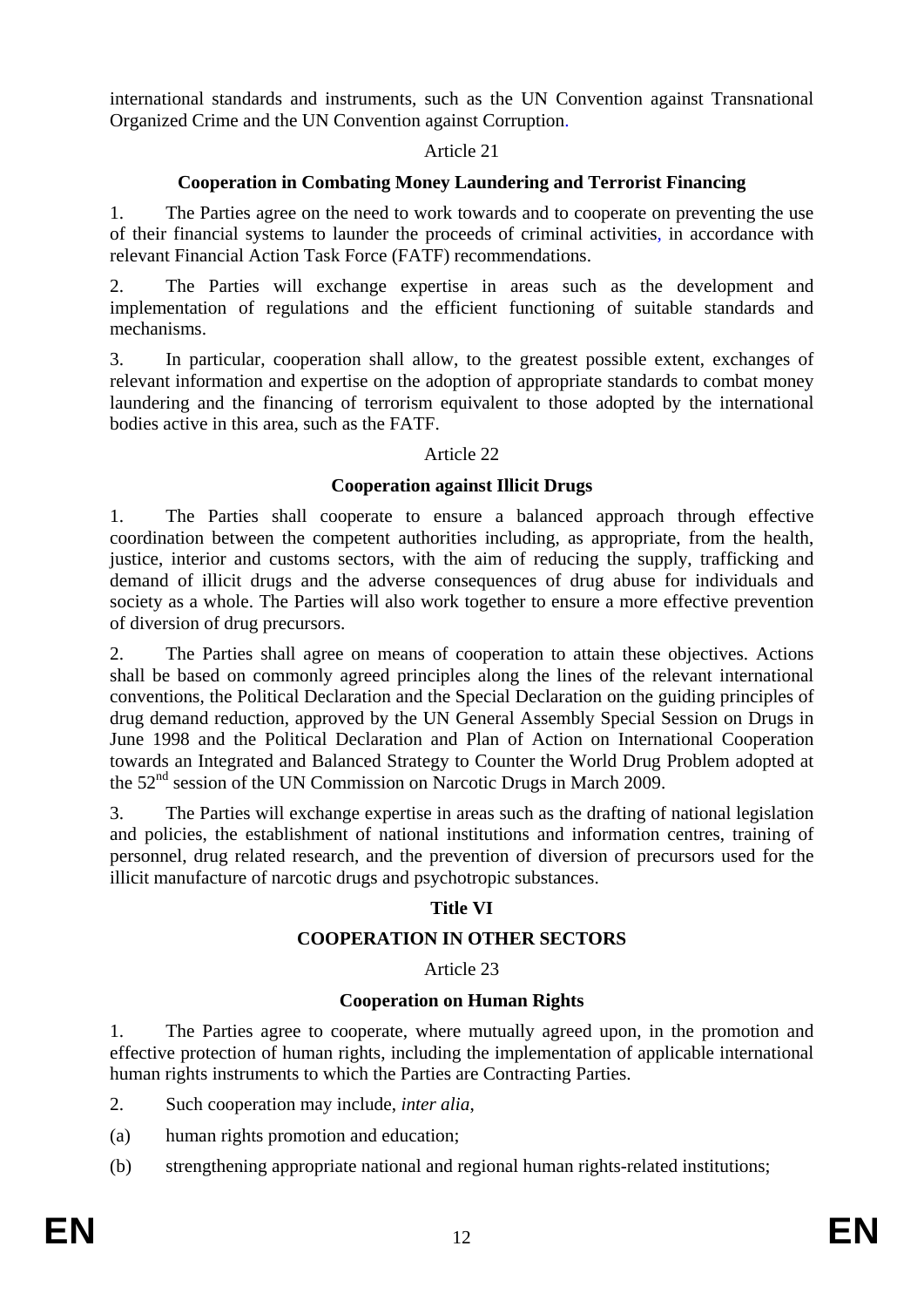international standards and instruments, such as the UN Convention against Transnational Organized Crime and the UN Convention against Corruption.

Article 21

**Cooperation in Combating Money Laundering and Terrorist Financing**

1. The Parties agree on the need to work towards and to cooperate on preventing the use of their financial systems to launder the proceeds of criminal activities, in accordance with relevant Financial Action Task Force (FATF) recommendations.

2. The Parties will exchange expertise in areas such as the development and implementation of regulations and the efficient functioning of suitable standards and mechanisms.

3. In particular, cooperation shall allow, to the greatest possible extent, exchanges of relevant information and expertise on the adoption of appropriate standards to combat money laundering and the financing of terrorism equivalent to those adopted by the international bodies active in this area, such as the FATF.

Article 22

**Cooperation against Illicit Drugs**

1. The Parties shall cooperate to ensure a balanced approach through effective coordination between the competent authorities including, as appropriate, from the health, justice, interior and customs sectors, with the aim of reducing the supply, trafficking and demand of illicit drugs and the adverse consequences of drug abuse for individuals and society as a whole. The Parties will also work together to ensure a more effective prevention of diversion of drug precursors.

2. The Parties shall agree on means of cooperation to attain these objectives. Actions shall be based on commonly agreed principles along the lines of the relevant international conventions, the Political Declaration and the Special Declaration on the guiding principles of drug demand reduction, approved by the UN General Assembly Special Session on Drugs in June 1998 and the Political Declaration and Plan of Action on International Cooperation towards an Integrated and Balanced Strategy to Counter the World Drug Problem adopted at the 52nd session of the UN Commission on Narcotic Drugs in March 2009.

3. The Parties will exchange expertise in areas such as the drafting of national legislation and policies, the establishment of national institutions and information centres, training of personnel, drug related research, and the prevention of diversion of precursors used for the illicit manufacture of narcotic drugs and psychotropic substances.

**Title VI**

**COOPERATION IN OTHER SECTORS**

Article 23

**Cooperation on Human Rights**

1. The Parties agree to cooperate, where mutually agreed upon, in the promotion and effective protection of human rights, including the implementation of applicable international human rights instruments to which the Parties are Contracting Parties.

2. Such cooperation may include, *inter alia*,

(a) human rights promotion and education;

(b) strengthening appropriate national and regional human rights-related institutions;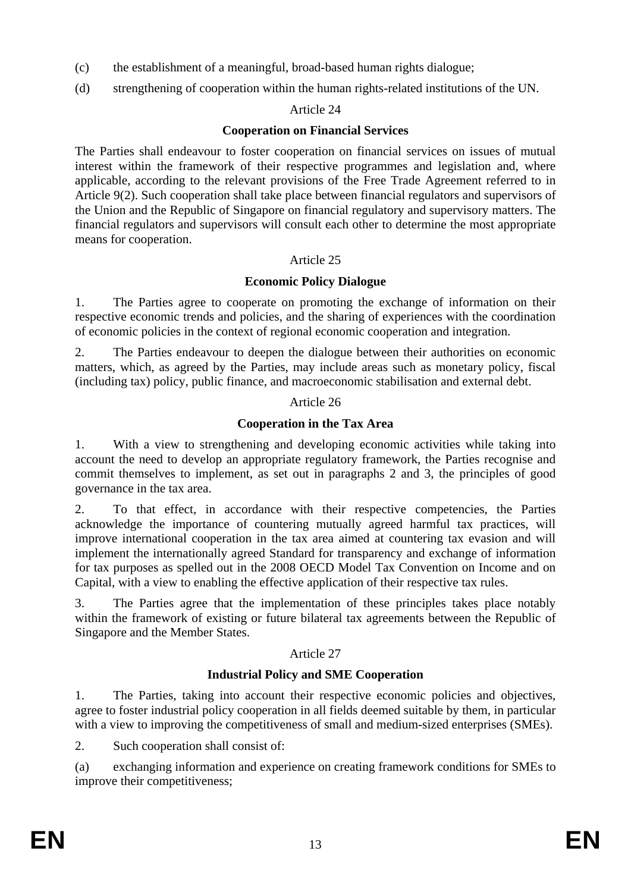(c) the establishment of a meaningful, broad-based human rights dialogue;

(d) strengthening of cooperation within the human rights-related institutions of the UN.

Article 24

**Cooperation on Financial Services**

The Parties shall endeavour to foster cooperation on financial services on issues of mutual interest within the framework of their respective programmes and legislation and, where applicable, according to the relevant provisions of the Free Trade Agreement referred to in Article 9(2). Such cooperation shall take place between financial regulators and supervisors of the Union and the Republic of Singapore on financial regulatory and supervisory matters. The financial regulators and supervisors will consult each other to determine the most appropriate means for cooperation.

Article 25

**Economic Policy Dialogue**

1. The Parties agree to cooperate on promoting the exchange of information on their respective economic trends and policies, and the sharing of experiences with the coordination of economic policies in the context of regional economic cooperation and integration.

2. The Parties endeavour to deepen the dialogue between their authorities on economic matters, which, as agreed by the Parties, may include areas such as monetary policy, fiscal (including tax) policy, public finance, and macroeconomic stabilisation and external debt.

Article 26

**Cooperation in the Tax Area**

1. With a view to strengthening and developing economic activities while taking into account the need to develop an appropriate regulatory framework, the Parties recognise and commit themselves to implement, as set out in paragraphs 2 and 3, the principles of good governance in the tax area.

2. To that effect, in accordance with their respective competencies, the Parties acknowledge the importance of countering mutually agreed harmful tax practices, will improve international cooperation in the tax area aimed at countering tax evasion and will implement the internationally agreed Standard for transparency and exchange of information for tax purposes as spelled out in the 2008 OECD Model Tax Convention on Income and on Capital, with a view to enabling the effective application of their respective tax rules.

3. The Parties agree that the implementation of these principles takes place notably within the framework of existing or future bilateral tax agreements between the Republic of Singapore and the Member States.

Article 27

**Industrial Policy and SME Cooperation**

1. The Parties, taking into account their respective economic policies and objectives, agree to foster industrial policy cooperation in all fields deemed suitable by them, in particular with a view to improving the competitiveness of small and medium-sized enterprises (SMEs).

2. Such cooperation shall consist of:

(a) exchanging information and experience on creating framework conditions for SMEs to improve their competitiveness;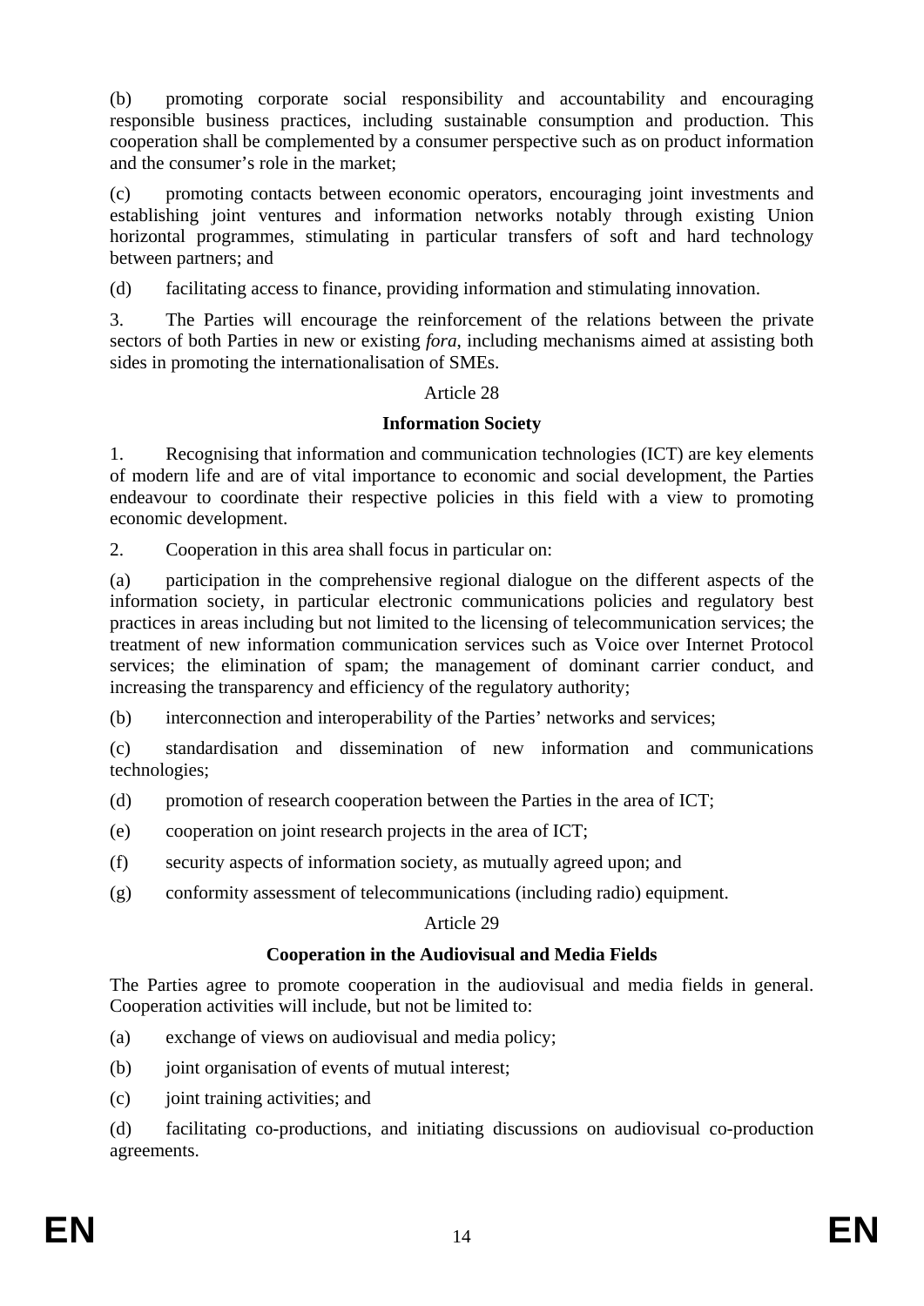(b) promoting corporate social responsibility and accountability and encouraging responsible business practices, including sustainable consumption and production. This cooperation shall be complemented by a consumer perspective such as on product information and the consumer's role in the market;

(c) promoting contacts between economic operators, encouraging joint investments and establishing joint ventures and information networks notably through existing Union horizontal programmes, stimulating in particular transfers of soft and hard technology between partners; and

(d) facilitating access to finance, providing information and stimulating innovation.

3. The Parties will encourage the reinforcement of the relations between the private sectors of both Parties in new or existing *fora*, including mechanisms aimed at assisting both sides in promoting the internationalisation of SMEs.

Article 28

**Information Society**

1. Recognising that information and communication technologies (ICT) are key elements of modern life and are of vital importance to economic and social development, the Parties endeavour to coordinate their respective policies in this field with a view to promoting economic development.

2. Cooperation in this area shall focus in particular on:

(a) participation in the comprehensive regional dialogue on the different aspects of the information society, in particular electronic communications policies and regulatory best practices in areas including but not limited to the licensing of telecommunication services; the treatment of new information communication services such as Voice over Internet Protocol services; the elimination of spam; the management of dominant carrier conduct, and increasing the transparency and efficiency of the regulatory authority;

(b) interconnection and interoperability of the Parties' networks and services;

(c) standardisation and dissemination of new information and communications technologies;

(d) promotion of research cooperation between the Parties in the area of ICT;

(e) cooperation on joint research projects in the area of ICT;

(f) security aspects of information society, as mutually agreed upon; and

(g) conformity assessment of telecommunications (including radio) equipment.

Article 29

**Cooperation in the Audiovisual and Media Fields**

The Parties agree to promote cooperation in the audiovisual and media fields in general. Cooperation activities will include, but not be limited to:

(a) exchange of views on audiovisual and media policy;

(b) joint organisation of events of mutual interest;

(c) joint training activities; and

(d) facilitating co-productions, and initiating discussions on audiovisual co-production agreements.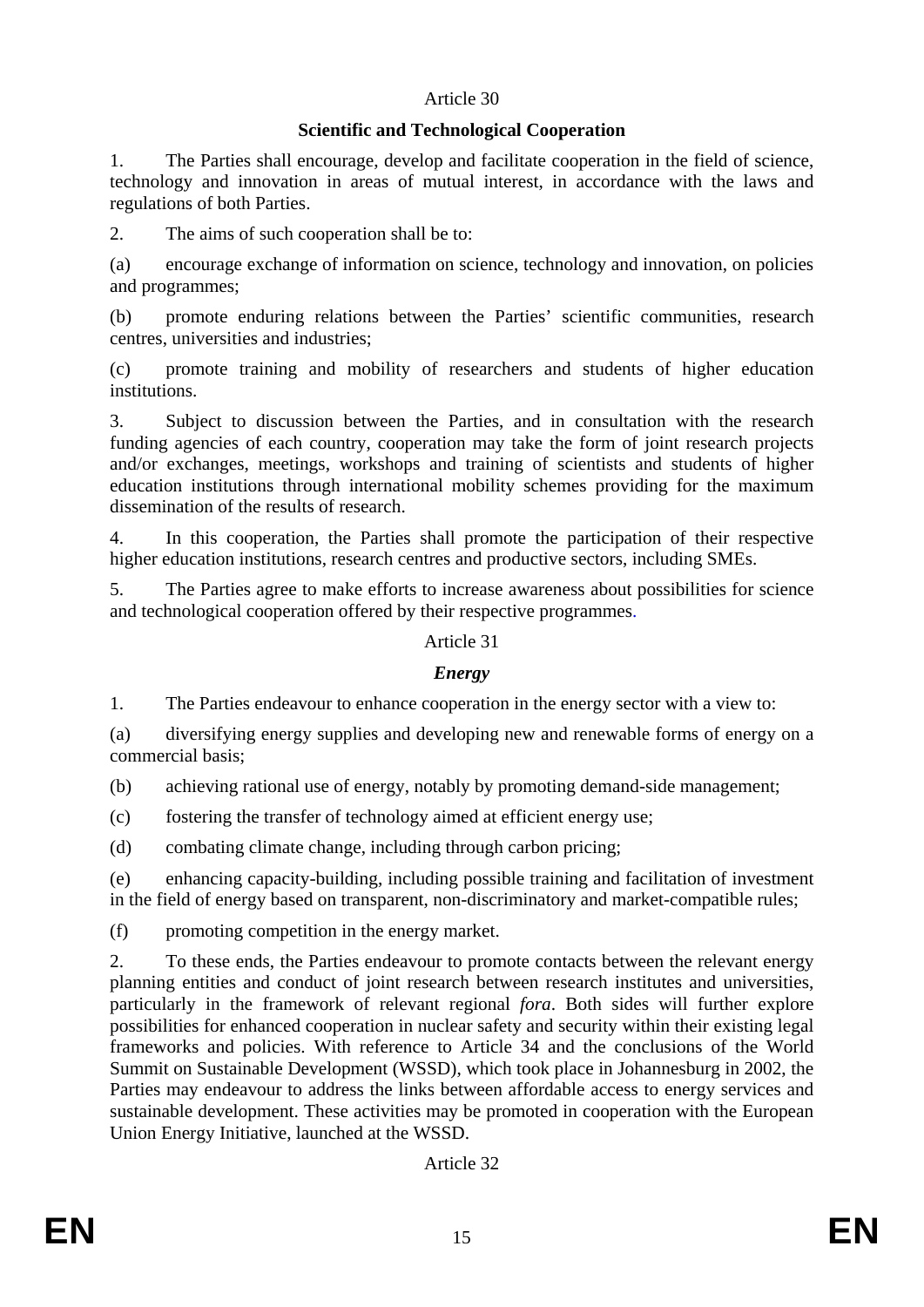Article 30

**Scientific and Technological Cooperation**

1. The Parties shall encourage, develop and facilitate cooperation in the field of science, technology and innovation in areas of mutual interest, in accordance with the laws and regulations of both Parties.

2. The aims of such cooperation shall be to:

(a) encourage exchange of information on science, technology and innovation, on policies and programmes;

(b) promote enduring relations between the Parties' scientific communities, research centres, universities and industries;

(c) promote training and mobility of researchers and students of higher education institutions.

3. Subject to discussion between the Parties, and in consultation with the research funding agencies of each country, cooperation may take the form of joint research projects and/or exchanges, meetings, workshops and training of scientists and students of higher education institutions through international mobility schemes providing for the maximum dissemination of the results of research.

4. In this cooperation, the Parties shall promote the participation of their respective higher education institutions, research centres and productive sectors, including SMEs.

5. The Parties agree to make efforts to increase awareness about possibilities for science and technological cooperation offered by their respective programmes.

Article 31

***Energy***

1. The Parties endeavour to enhance cooperation in the energy sector with a view to:

(a) diversifying energy supplies and developing new and renewable forms of energy on a commercial basis;

(b) achieving rational use of energy, notably by promoting demand-side management;

(c) fostering the transfer of technology aimed at efficient energy use;

(d) combating climate change, including through carbon pricing;

(e) enhancing capacity-building, including possible training and facilitation of investment in the field of energy based on transparent, non-discriminatory and market-compatible rules;

(f) promoting competition in the energy market.

2. To these ends, the Parties endeavour to promote contacts between the relevant energy planning entities and conduct of joint research between research institutes and universities, particularly in the framework of relevant regional *fora*. Both sides will further explore possibilities for enhanced cooperation in nuclear safety and security within their existing legal frameworks and policies. With reference to Article 34 and the conclusions of the World Summit on Sustainable Development (WSSD), which took place in Johannesburg in 2002, the Parties may endeavour to address the links between affordable access to energy services and sustainable development. These activities may be promoted in cooperation with the European Union Energy Initiative, launched at the WSSD.

Article 32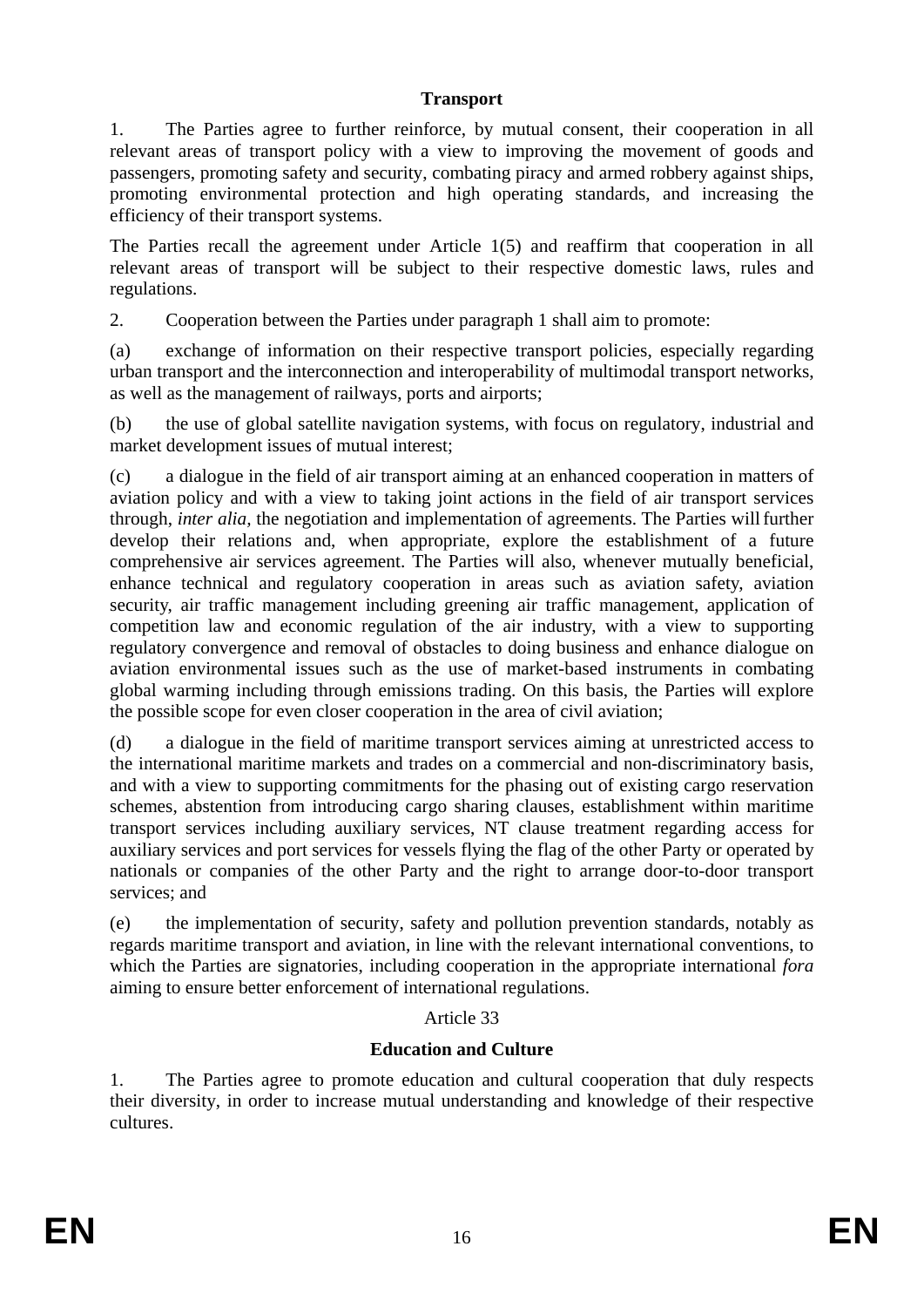**Transport**

1. The Parties agree to further reinforce, by mutual consent, their cooperation in all relevant areas of transport policy with a view to improving the movement of goods and passengers, promoting safety and security, combating piracy and armed robbery against ships, promoting environmental protection and high operating standards, and increasing the efficiency of their transport systems.

The Parties recall the agreement under Article 1(5) and reaffirm that cooperation in all relevant areas of transport will be subject to their respective domestic laws, rules and regulations.

2. Cooperation between the Parties under paragraph 1 shall aim to promote:

(a) exchange of information on their respective transport policies, especially regarding urban transport and the interconnection and interoperability of multimodal transport networks, as well as the management of railways, ports and airports;

(b) the use of global satellite navigation systems, with focus on regulatory, industrial and market development issues of mutual interest;

(c) a dialogue in the field of air transport aiming at an enhanced cooperation in matters of aviation policy and with a view to taking joint actions in the field of air transport services through, *inter alia*, the negotiation and implementation of agreements. The Parties will further develop their relations and, when appropriate, explore the establishment of a future comprehensive air services agreement. The Parties will also, whenever mutually beneficial, enhance technical and regulatory cooperation in areas such as aviation safety, aviation security, air traffic management including greening air traffic management, application of competition law and economic regulation of the air industry, with a view to supporting regulatory convergence and removal of obstacles to doing business and enhance dialogue on aviation environmental issues such as the use of market-based instruments in combating global warming including through emissions trading. On this basis, the Parties will explore the possible scope for even closer cooperation in the area of civil aviation;

(d) a dialogue in the field of maritime transport services aiming at unrestricted access to the international maritime markets and trades on a commercial and non-discriminatory basis, and with a view to supporting commitments for the phasing out of existing cargo reservation schemes, abstention from introducing cargo sharing clauses, establishment within maritime transport services including auxiliary services, NT clause treatment regarding access for auxiliary services and port services for vessels flying the flag of the other Party or operated by nationals or companies of the other Party and the right to arrange door-to-door transport services; and

(e) the implementation of security, safety and pollution prevention standards, notably as regards maritime transport and aviation, in line with the relevant international conventions, to which the Parties are signatories, including cooperation in the appropriate international *fora* aiming to ensure better enforcement of international regulations.

Article 33

**Education and Culture**

1. The Parties agree to promote education and cultural cooperation that duly respects their diversity, in order to increase mutual understanding and knowledge of their respective cultures.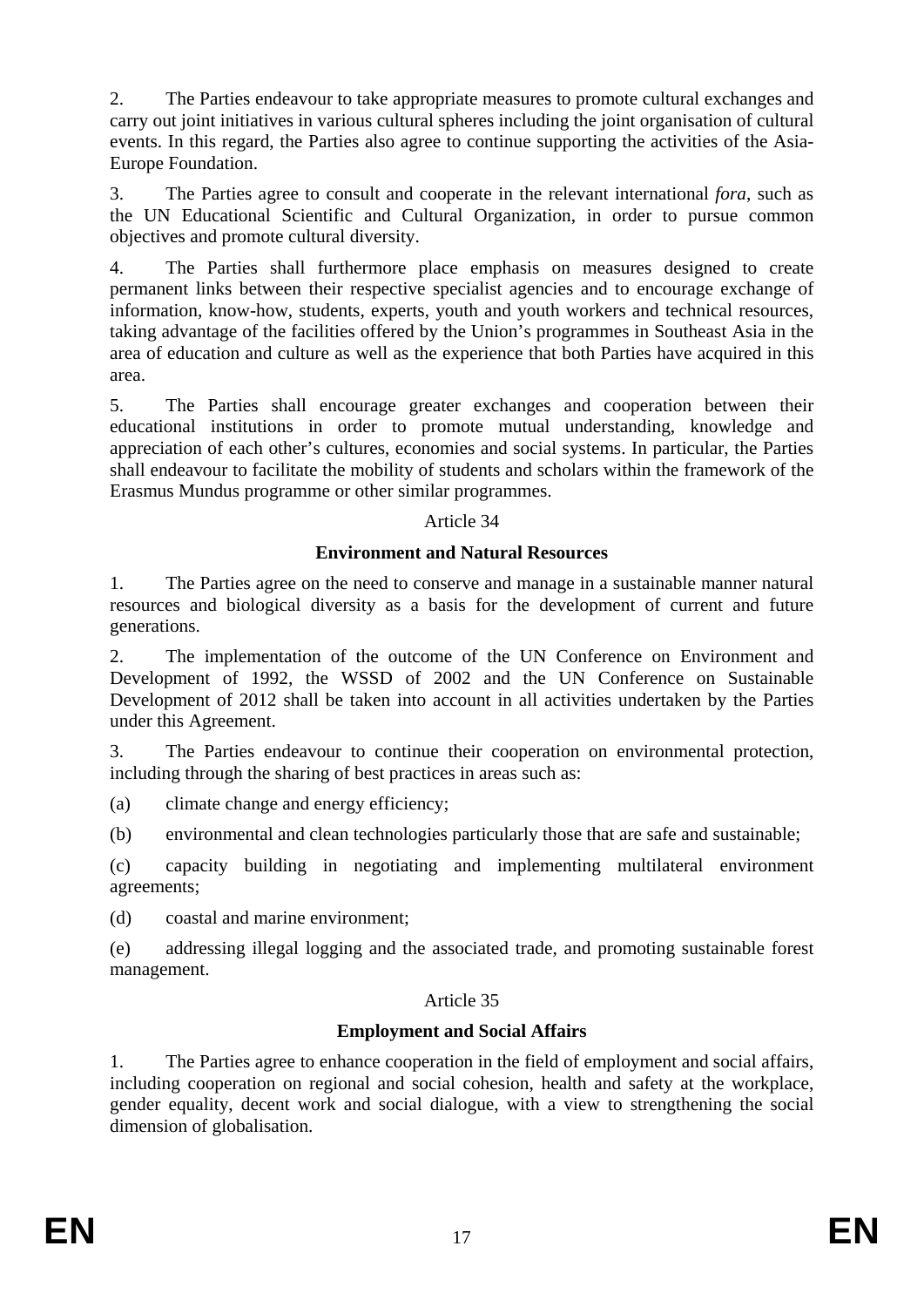2. The Parties endeavour to take appropriate measures to promote cultural exchanges and carry out joint initiatives in various cultural spheres including the joint organisation of cultural events. In this regard, the Parties also agree to continue supporting the activities of the Asia-Europe Foundation.

3. The Parties agree to consult and cooperate in the relevant international *fora*, such as the UN Educational Scientific and Cultural Organization, in order to pursue common objectives and promote cultural diversity.

4. The Parties shall furthermore place emphasis on measures designed to create permanent links between their respective specialist agencies and to encourage exchange of information, know-how, students, experts, youth and youth workers and technical resources, taking advantage of the facilities offered by the Union's programmes in Southeast Asia in the area of education and culture as well as the experience that both Parties have acquired in this area.

5. The Parties shall encourage greater exchanges and cooperation between their educational institutions in order to promote mutual understanding, knowledge and appreciation of each other's cultures, economies and social systems. In particular, the Parties shall endeavour to facilitate the mobility of students and scholars within the framework of the Erasmus Mundus programme or other similar programmes.

Article 34

**Environment and Natural Resources**

1. The Parties agree on the need to conserve and manage in a sustainable manner natural resources and biological diversity as a basis for the development of current and future generations.

2. The implementation of the outcome of the UN Conference on Environment and Development of 1992, the WSSD of 2002 and the UN Conference on Sustainable Development of 2012 shall be taken into account in all activities undertaken by the Parties under this Agreement.

3. The Parties endeavour to continue their cooperation on environmental protection, including through the sharing of best practices in areas such as:

(a) climate change and energy efficiency;

(b) environmental and clean technologies particularly those that are safe and sustainable;

(c) capacity building in negotiating and implementing multilateral environment agreements;

(d) coastal and marine environment;

(e) addressing illegal logging and the associated trade, and promoting sustainable forest management.

Article 35

**Employment and Social Affairs**

1. The Parties agree to enhance cooperation in the field of employment and social affairs, including cooperation on regional and social cohesion, health and safety at the workplace, gender equality, decent work and social dialogue, with a view to strengthening the social dimension of globalisation.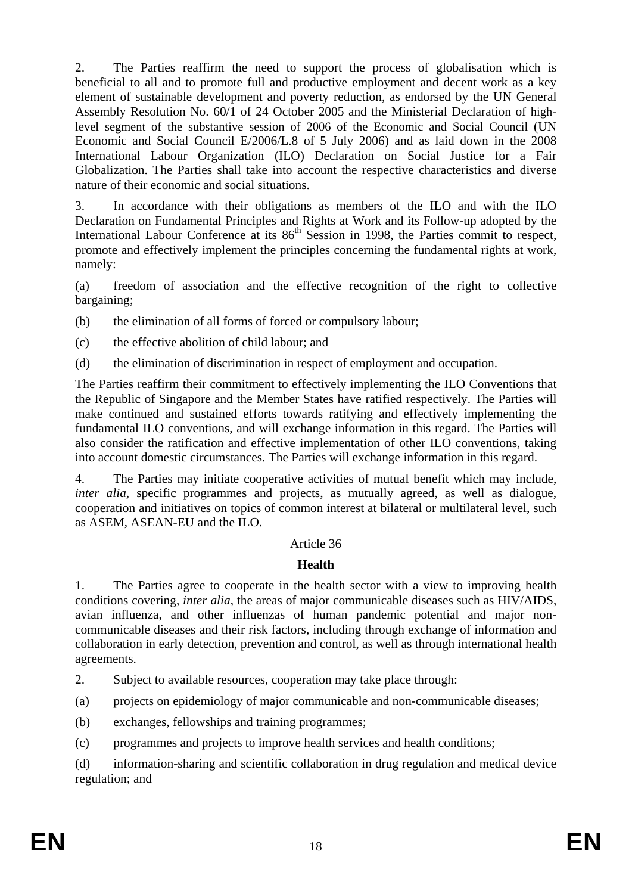2. The Parties reaffirm the need to support the process of globalisation which is beneficial to all and to promote full and productive employment and decent work as a key element of sustainable development and poverty reduction, as endorsed by the UN General Assembly Resolution No. 60/1 of 24 October 2005 and the Ministerial Declaration of high-level segment of the substantive session of 2006 of the Economic and Social Council (UN Economic and Social Council E/2006/L.8 of 5 July 2006) and as laid down in the 2008 International Labour Organization (ILO) Declaration on Social Justice for a Fair Globalization. The Parties shall take into account the respective characteristics and diverse nature of their economic and social situations.

3. In accordance with their obligations as members of the ILO and with the ILO Declaration on Fundamental Principles and Rights at Work and its Follow-up adopted by the International Labour Conference at its 86th Session in 1998, the Parties commit to respect, promote and effectively implement the principles concerning the fundamental rights at work, namely:

(a) freedom of association and the effective recognition of the right to collective bargaining;

(b) the elimination of all forms of forced or compulsory labour;

(c) the effective abolition of child labour; and

(d) the elimination of discrimination in respect of employment and occupation.

The Parties reaffirm their commitment to effectively implementing the ILO Conventions that the Republic of Singapore and the Member States have ratified respectively. The Parties will make continued and sustained efforts towards ratifying and effectively implementing the fundamental ILO conventions, and will exchange information in this regard. The Parties will also consider the ratification and effective implementation of other ILO conventions, taking into account domestic circumstances. The Parties will exchange information in this regard.

4. The Parties may initiate cooperative activities of mutual benefit which may include, *inter alia*, specific programmes and projects, as mutually agreed, as well as dialogue, cooperation and initiatives on topics of common interest at bilateral or multilateral level, such as ASEM, ASEAN-EU and the ILO.

Article 36

**Health**

1. The Parties agree to cooperate in the health sector with a view to improving health conditions covering, *inter alia*, the areas of major communicable diseases such as HIV/AIDS, avian influenza, and other influenzas of human pandemic potential and major non-communicable diseases and their risk factors, including through exchange of information and collaboration in early detection, prevention and control, as well as through international health agreements.

2. Subject to available resources, cooperation may take place through:

(a) projects on epidemiology of major communicable and non-communicable diseases;

(b) exchanges, fellowships and training programmes;

(c) programmes and projects to improve health services and health conditions;

(d) information-sharing and scientific collaboration in drug regulation and medical device regulation; and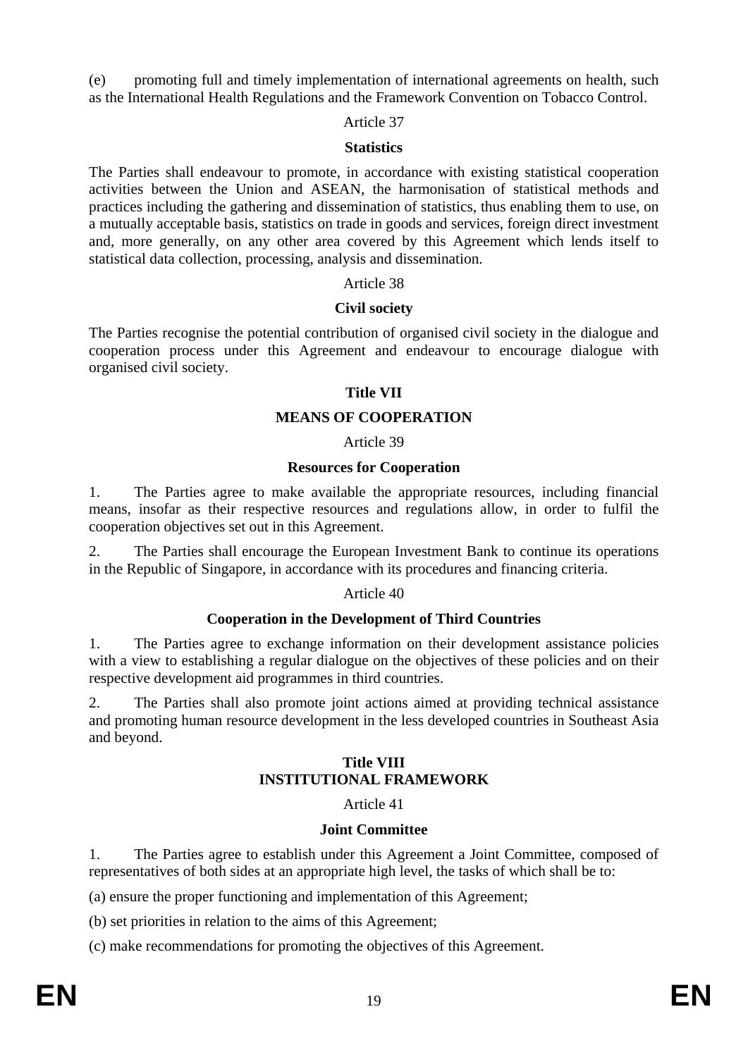(e) promoting full and timely implementation of international agreements on health, such as the International Health Regulations and the Framework Convention on Tobacco Control.

Article 37

**Statistics**

The Parties shall endeavour to promote, in accordance with existing statistical cooperation activities between the Union and ASEAN, the harmonisation of statistical methods and practices including the gathering and dissemination of statistics, thus enabling them to use, on a mutually acceptable basis, statistics on trade in goods and services, foreign direct investment and, more generally, on any other area covered by this Agreement which lends itself to statistical data collection, processing, analysis and dissemination.

Article 38

**Civil society**

The Parties recognise the potential contribution of organised civil society in the dialogue and cooperation process under this Agreement and endeavour to encourage dialogue with organised civil society.

## Title VII

## MEANS OF COOPERATION

Article 39

**Resources for Cooperation**

1. The Parties agree to make available the appropriate resources, including financial means, insofar as their respective resources and regulations allow, in order to fulfil the cooperation objectives set out in this Agreement.

2. The Parties shall encourage the European Investment Bank to continue its operations in the Republic of Singapore, in accordance with its procedures and financing criteria.

Article 40

**Cooperation in the Development of Third Countries**

1. The Parties agree to exchange information on their development assistance policies with a view to establishing a regular dialogue on the objectives of these policies and on their respective development aid programmes in third countries.

2. The Parties shall also promote joint actions aimed at providing technical assistance and promoting human resource development in the less developed countries in Southeast Asia and beyond.

## Title VIII
## INSTITUTIONAL FRAMEWORK

Article 41

**Joint Committee**

1. The Parties agree to establish under this Agreement a Joint Committee, composed of representatives of both sides at an appropriate high level, the tasks of which shall be to:

(a) ensure the proper functioning and implementation of this Agreement;

(b) set priorities in relation to the aims of this Agreement;

(c) make recommendations for promoting the objectives of this Agreement.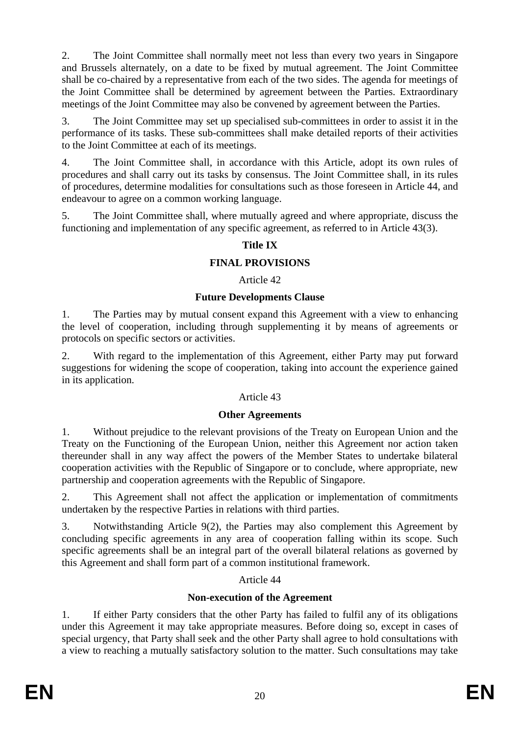2. The Joint Committee shall normally meet not less than every two years in Singapore and Brussels alternately, on a date to be fixed by mutual agreement. The Joint Committee shall be co-chaired by a representative from each of the two sides. The agenda for meetings of the Joint Committee shall be determined by agreement between the Parties. Extraordinary meetings of the Joint Committee may also be convened by agreement between the Parties.

3. The Joint Committee may set up specialised sub-committees in order to assist it in the performance of its tasks. These sub-committees shall make detailed reports of their activities to the Joint Committee at each of its meetings.

4. The Joint Committee shall, in accordance with this Article, adopt its own rules of procedures and shall carry out its tasks by consensus. The Joint Committee shall, in its rules of procedures, determine modalities for consultations such as those foreseen in Article 44, and endeavour to agree on a common working language.

5. The Joint Committee shall, where mutually agreed and where appropriate, discuss the functioning and implementation of any specific agreement, as referred to in Article 43(3).

## Title IX

## FINAL PROVISIONS

Article 42

**Future Developments Clause**

1. The Parties may by mutual consent expand this Agreement with a view to enhancing the level of cooperation, including through supplementing it by means of agreements or protocols on specific sectors or activities.

2. With regard to the implementation of this Agreement, either Party may put forward suggestions for widening the scope of cooperation, taking into account the experience gained in its application.

Article 43

**Other Agreements**

1. Without prejudice to the relevant provisions of the Treaty on European Union and the Treaty on the Functioning of the European Union, neither this Agreement nor action taken thereunder shall in any way affect the powers of the Member States to undertake bilateral cooperation activities with the Republic of Singapore or to conclude, where appropriate, new partnership and cooperation agreements with the Republic of Singapore.

2. This Agreement shall not affect the application or implementation of commitments undertaken by the respective Parties in relations with third parties.

3. Notwithstanding Article 9(2), the Parties may also complement this Agreement by concluding specific agreements in any area of cooperation falling within its scope. Such specific agreements shall be an integral part of the overall bilateral relations as governed by this Agreement and shall form part of a common institutional framework.

Article 44

**Non-execution of the Agreement**

1. If either Party considers that the other Party has failed to fulfil any of its obligations under this Agreement it may take appropriate measures. Before doing so, except in cases of special urgency, that Party shall seek and the other Party shall agree to hold consultations with a view to reaching a mutually satisfactory solution to the matter. Such consultations may take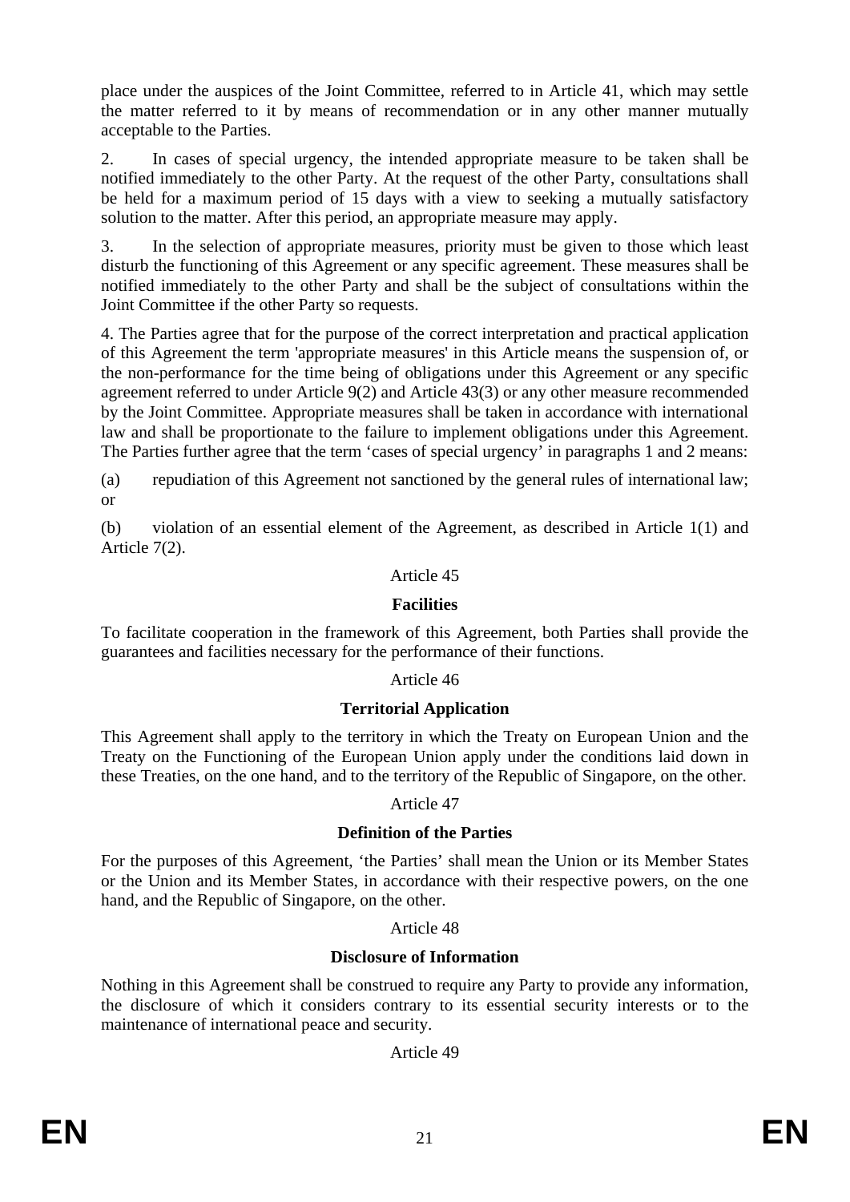place under the auspices of the Joint Committee, referred to in Article 41, which may settle the matter referred to it by means of recommendation or in any other manner mutually acceptable to the Parties.

2. In cases of special urgency, the intended appropriate measure to be taken shall be notified immediately to the other Party. At the request of the other Party, consultations shall be held for a maximum period of 15 days with a view to seeking a mutually satisfactory solution to the matter. After this period, an appropriate measure may apply.

3. In the selection of appropriate measures, priority must be given to those which least disturb the functioning of this Agreement or any specific agreement. These measures shall be notified immediately to the other Party and shall be the subject of consultations within the Joint Committee if the other Party so requests.

4. The Parties agree that for the purpose of the correct interpretation and practical application of this Agreement the term 'appropriate measures' in this Article means the suspension of, or the non-performance for the time being of obligations under this Agreement or any specific agreement referred to under Article 9(2) and Article 43(3) or any other measure recommended by the Joint Committee. Appropriate measures shall be taken in accordance with international law and shall be proportionate to the failure to implement obligations under this Agreement. The Parties further agree that the term 'cases of special urgency' in paragraphs 1 and 2 means:

(a) repudiation of this Agreement not sanctioned by the general rules of international law; or

(b) violation of an essential element of the Agreement, as described in Article 1(1) and Article 7(2).

Article 45

**Facilities**

To facilitate cooperation in the framework of this Agreement, both Parties shall provide the guarantees and facilities necessary for the performance of their functions.

Article 46

**Territorial Application**

This Agreement shall apply to the territory in which the Treaty on European Union and the Treaty on the Functioning of the European Union apply under the conditions laid down in these Treaties, on the one hand, and to the territory of the Republic of Singapore, on the other.

Article 47

**Definition of the Parties**

For the purposes of this Agreement, 'the Parties' shall mean the Union or its Member States or the Union and its Member States, in accordance with their respective powers, on the one hand, and the Republic of Singapore, on the other.

Article 48

**Disclosure of Information**

Nothing in this Agreement shall be construed to require any Party to provide any information, the disclosure of which it considers contrary to its essential security interests or to the maintenance of international peace and security.

Article 49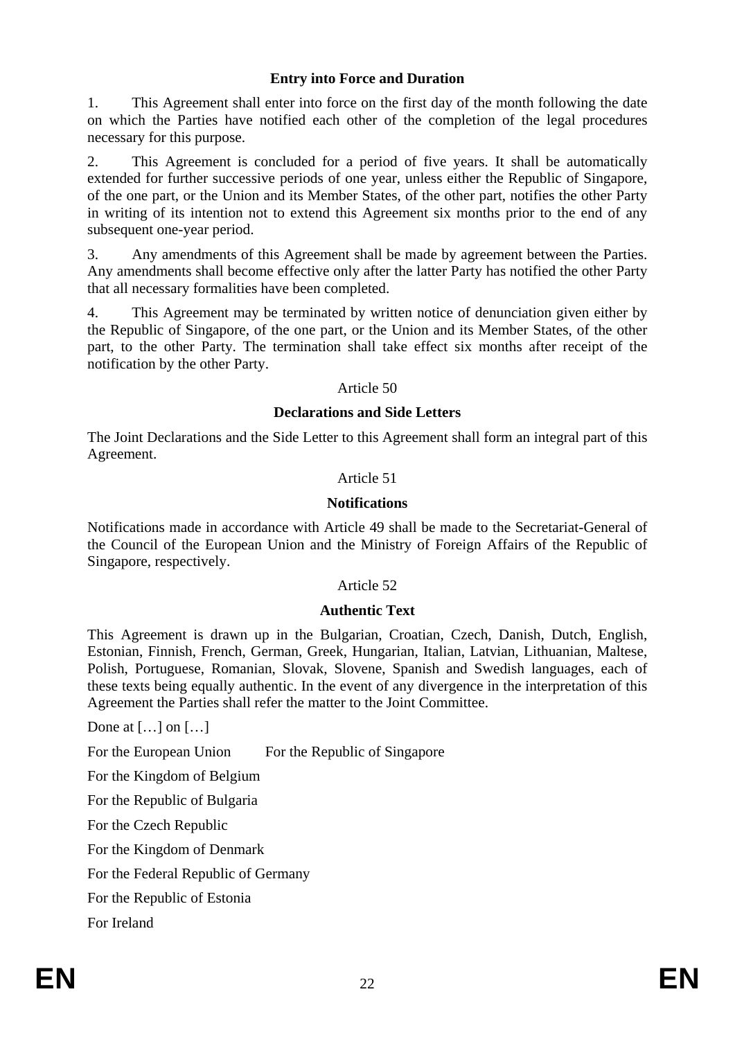### Entry into Force and Duration

1. This Agreement shall enter into force on the first day of the month following the date on which the Parties have notified each other of the completion of the legal procedures necessary for this purpose.

2. This Agreement is concluded for a period of five years. It shall be automatically extended for further successive periods of one year, unless either the Republic of Singapore, of the one part, or the Union and its Member States, of the other part, notifies the other Party in writing of its intention not to extend this Agreement six months prior to the end of any subsequent one-year period.

3. Any amendments of this Agreement shall be made by agreement between the Parties. Any amendments shall become effective only after the latter Party has notified the other Party that all necessary formalities have been completed.

4. This Agreement may be terminated by written notice of denunciation given either by the Republic of Singapore, of the one part, or the Union and its Member States, of the other part, to the other Party. The termination shall take effect six months after receipt of the notification by the other Party.

Article 50

### Declarations and Side Letters

The Joint Declarations and the Side Letter to this Agreement shall form an integral part of this Agreement.

Article 51

### Notifications

Notifications made in accordance with Article 49 shall be made to the Secretariat-General of the Council of the European Union and the Ministry of Foreign Affairs of the Republic of Singapore, respectively.

Article 52

### Authentic Text

This Agreement is drawn up in the Bulgarian, Croatian, Czech, Danish, Dutch, English, Estonian, Finnish, French, German, Greek, Hungarian, Italian, Latvian, Lithuanian, Maltese, Polish, Portuguese, Romanian, Slovak, Slovene, Spanish and Swedish languages, each of these texts being equally authentic. In the event of any divergence in the interpretation of this Agreement the Parties shall refer the matter to the Joint Committee.

Done at […] on […]

For the European Union For the Republic of Singapore

For the Kingdom of Belgium

For the Republic of Bulgaria

For the Czech Republic

For the Kingdom of Denmark

For the Federal Republic of Germany

For the Republic of Estonia

For Ireland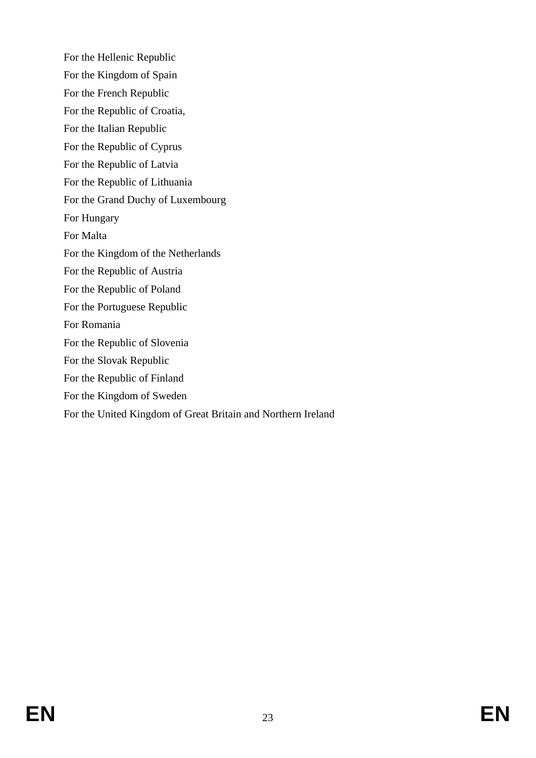For the Hellenic Republic

For the Kingdom of Spain

For the French Republic

For the Republic of Croatia,

For the Italian Republic

For the Republic of Cyprus

For the Republic of Latvia

For the Republic of Lithuania

For the Grand Duchy of Luxembourg

For Hungary

For Malta

For the Kingdom of the Netherlands

For the Republic of Austria

For the Republic of Poland

For the Portuguese Republic

For Romania

For the Republic of Slovenia

For the Slovak Republic

For the Republic of Finland

For the Kingdom of Sweden

For the United Kingdom of Great Britain and Northern Ireland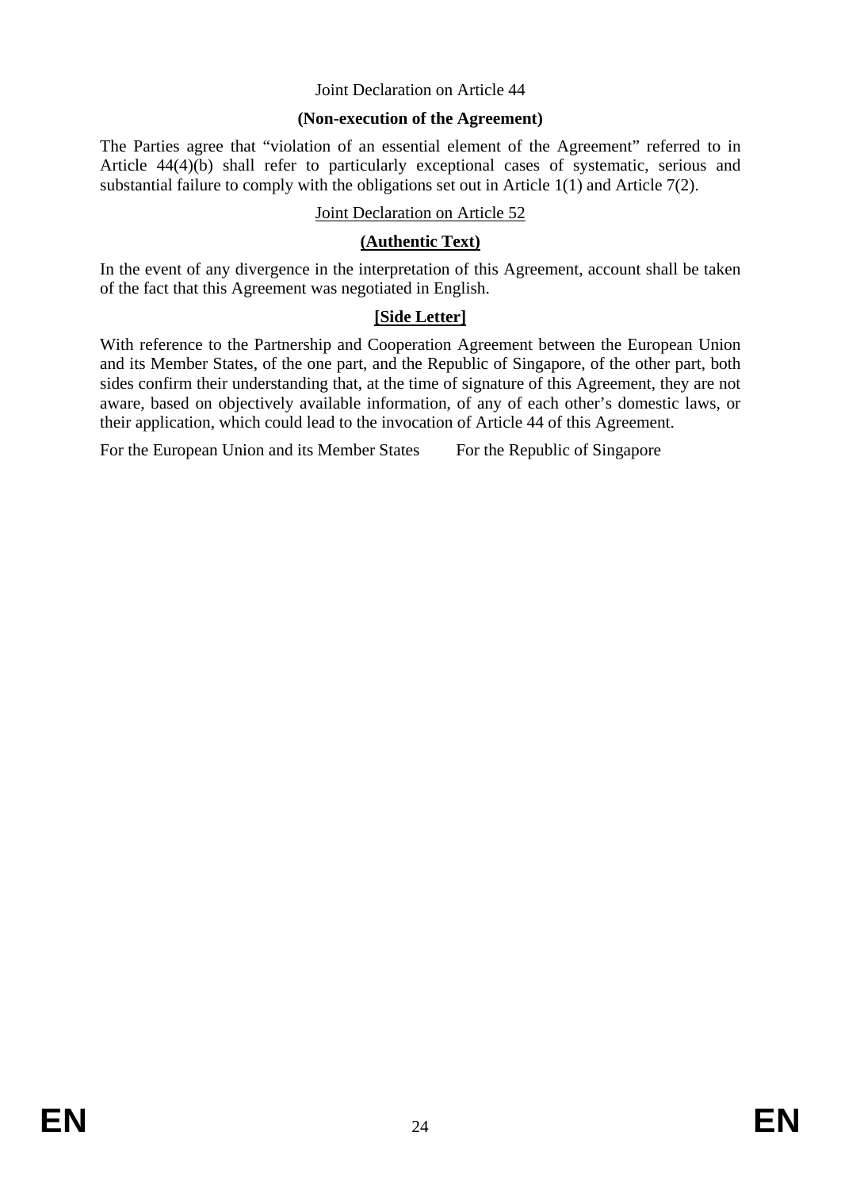Joint Declaration on Article 44

**(Non-execution of the Agreement)**

The Parties agree that "violation of an essential element of the Agreement" referred to in Article 44(4)(b) shall refer to particularly exceptional cases of systematic, serious and substantial failure to comply with the obligations set out in Article 1(1) and Article 7(2).

Joint Declaration on Article 52

**(Authentic Text)**

In the event of any divergence in the interpretation of this Agreement, account shall be taken of the fact that this Agreement was negotiated in English.

**[Side Letter]**

With reference to the Partnership and Cooperation Agreement between the European Union and its Member States, of the one part, and the Republic of Singapore, of the other part, both sides confirm their understanding that, at the time of signature of this Agreement, they are not aware, based on objectively available information, of any of each other's domestic laws, or their application, which could lead to the invocation of Article 44 of this Agreement.

For the European Union and its Member States    For the Republic of Singapore